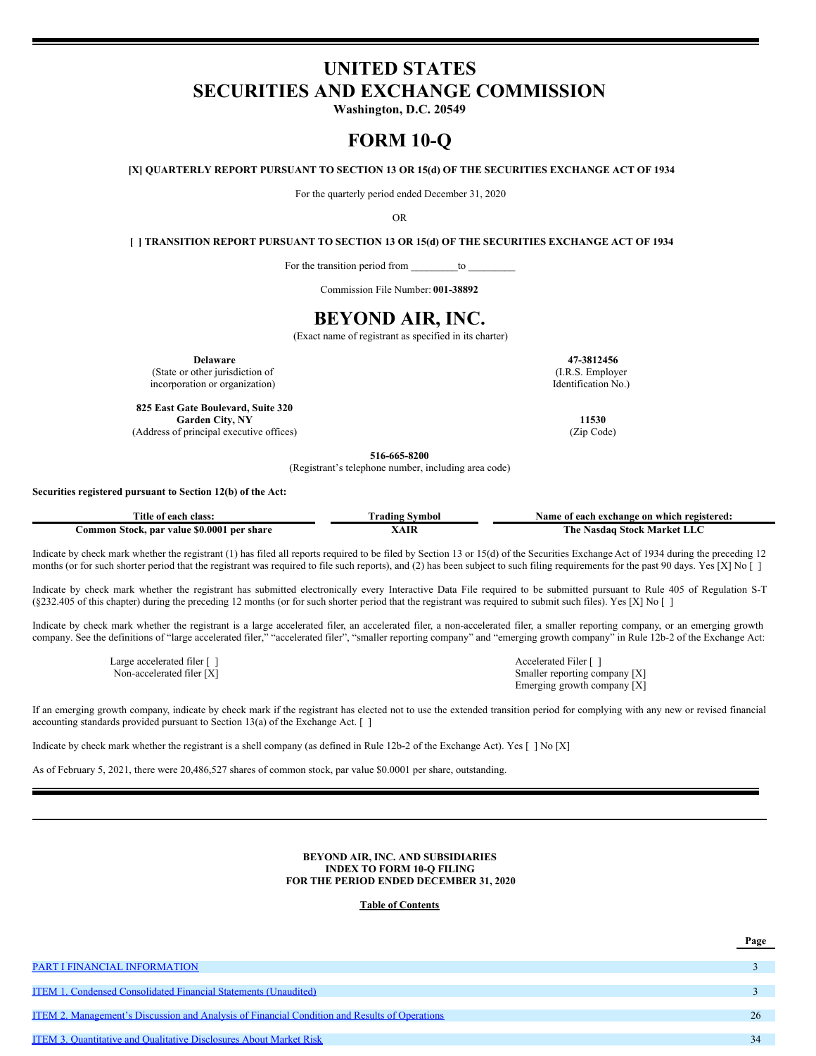# UNITED STATES
# SECURITIES AND EXCHANGE COMMISSION

**Washington, D.C. 20549**

# FORM 10-Q

**[X] QUARTERLY REPORT PURSUANT TO SECTION 13 OR 15(d) OF THE SECURITIES EXCHANGE ACT OF 1934**

For the quarterly period ended December 31, 2020

OR

**[ ] TRANSITION REPORT PURSUANT TO SECTION 13 OR 15(d) OF THE SECURITIES EXCHANGE ACT OF 1934**

For the transition period from _________to _________

Commission File Number: **001-38892**

# BEYOND AIR, INC.

(Exact name of registrant as specified in its charter)

| | |
|---|---|
| **Delaware**<br>(State or other jurisdiction of incorporation or organization) | **47-3812456**<br>(I.R.S. Employer Identification No.) |
| **825 East Gate Boulevard, Suite 320**<br>**Garden City, NY**<br>(Address of principal executive offices) | **11530**<br>(Zip Code) |

**516-665-8200**
(Registrant's telephone number, including area code)

**Securities registered pursuant to Section 12(b) of the Act:**

| Title of each class: | Trading Symbol | Name of each exchange on which registered: |
|---|---|---|
| **Common Stock, par value $0.0001 per share** | **XAIR** | **The Nasdaq Stock Market LLC** |

Indicate by check mark whether the registrant (1) has filed all reports required to be filed by Section 13 or 15(d) of the Securities Exchange Act of 1934 during the preceding 12 months (or for such shorter period that the registrant was required to file such reports), and (2) has been subject to such filing requirements for the past 90 days. Yes [X] No [ ]

Indicate by check mark whether the registrant has submitted electronically every Interactive Data File required to be submitted pursuant to Rule 405 of Regulation S-T (§232.405 of this chapter) during the preceding 12 months (or for such shorter period that the registrant was required to submit such files). Yes [X] No [ ]

Indicate by check mark whether the registrant is a large accelerated filer, an accelerated filer, a non-accelerated filer, a smaller reporting company, or an emerging growth company. See the definitions of "large accelerated filer," "accelerated filer", "smaller reporting company" and "emerging growth company" in Rule 12b-2 of the Exchange Act:

| | |
|---|---|
| Large accelerated filer [ ] | Accelerated Filer [ ] |
| Non-accelerated filer [X] | Smaller reporting company [X] |
| | Emerging growth company [X] |

If an emerging growth company, indicate by check mark if the registrant has elected not to use the extended transition period for complying with any new or revised financial accounting standards provided pursuant to Section 13(a) of the Exchange Act. [ ]

Indicate by check mark whether the registrant is a shell company (as defined in Rule 12b-2 of the Exchange Act). Yes [ ] No [X]

As of February 5, 2021, there were 20,486,527 shares of common stock, par value $0.0001 per share, outstanding.

**BEYOND AIR, INC. AND SUBSIDIARIES**
**INDEX TO FORM 10-Q FILING**
**FOR THE PERIOD ENDED DECEMBER 31, 2020**

**Table of Contents**

| | Page |
|---|---|
| PART I FINANCIAL INFORMATION | 3 |
| ITEM 1. Condensed Consolidated Financial Statements (Unaudited) | 3 |
| ITEM 2. Management's Discussion and Analysis of Financial Condition and Results of Operations | 26 |
| ITEM 3. Quantitative and Qualitative Disclosures About Market Risk | 34 |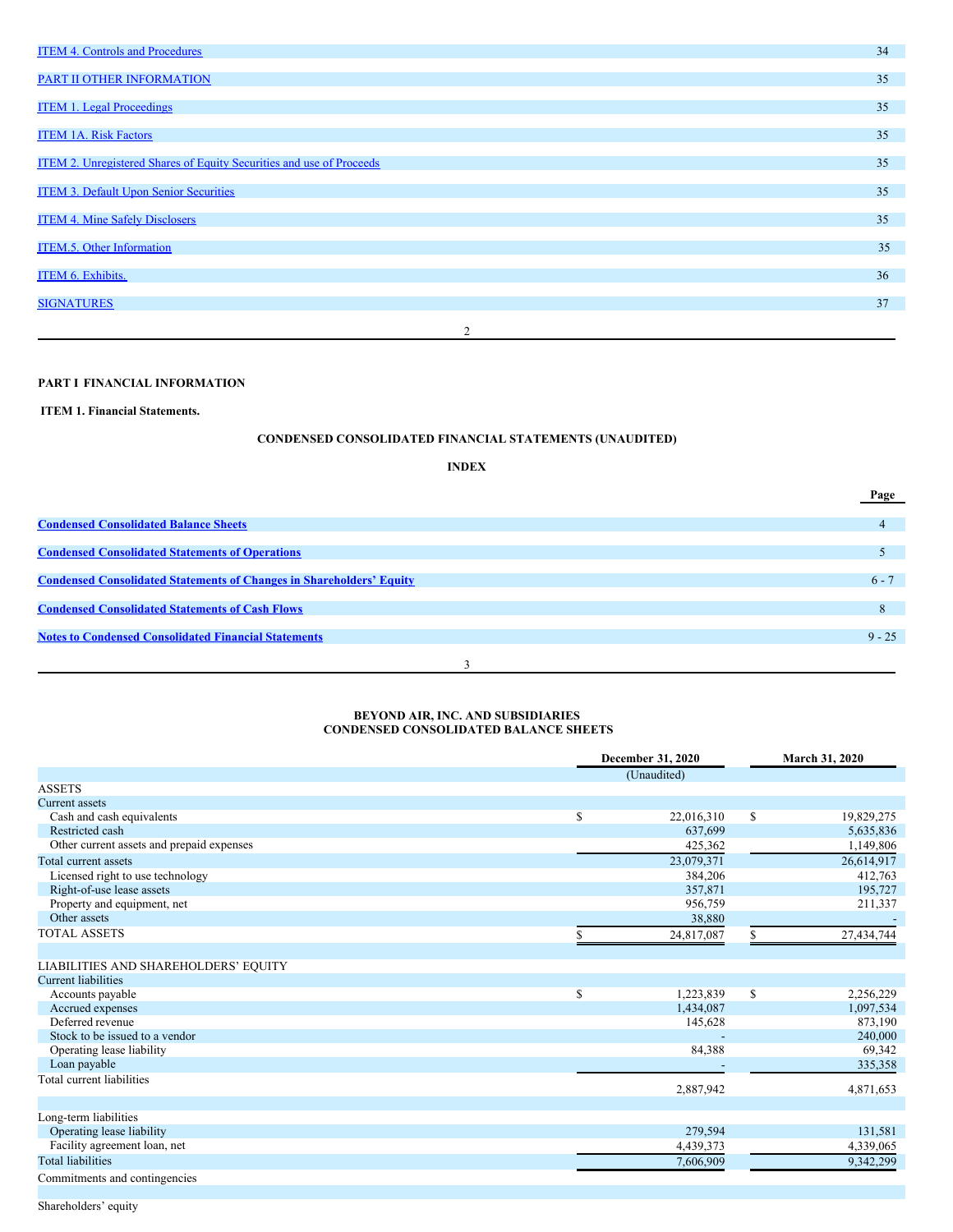| | |
|---|---|
| ITEM 4. Controls and Procedures | 34 |
| PART II OTHER INFORMATION | 35 |
| ITEM 1. Legal Proceedings | 35 |
| ITEM 1A. Risk Factors | 35 |
| ITEM 2. Unregistered Shares of Equity Securities and use of Proceeds | 35 |
| ITEM 3. Default Upon Senior Securities | 35 |
| ITEM 4. Mine Safely Disclosers | 35 |
| ITEM.5. Other Information | 35 |
| ITEM 6. Exhibits. | 36 |
| SIGNATURES | 37 |

**PART I FINANCIAL INFORMATION**

**ITEM 1. Financial Statements.**

**CONDENSED CONSOLIDATED FINANCIAL STATEMENTS (UNAUDITED)**

**INDEX**

| | Page |
|---|---|
| **Condensed Consolidated Balance Sheets** | 4 |
| **Condensed Consolidated Statements of Operations** | 5 |
| **Condensed Consolidated Statements of Changes in Shareholders' Equity** | 6 - 7 |
| **Condensed Consolidated Statements of Cash Flows** | 8 |
| **Notes to Condensed Consolidated Financial Statements** | 9 - 25 |

**BEYOND AIR, INC. AND SUBSIDIARIES**
**CONDENSED CONSOLIDATED BALANCE SHEETS**

| | December 31, 2020 | March 31, 2020 |
|---|---|---|
| | (Unaudited) | |
| ASSETS | | |
| Current assets | | |
| Cash and cash equivalents | $ 22,016,310 | $ 19,829,275 |
| Restricted cash | 637,699 | 5,635,836 |
| Other current assets and prepaid expenses | 425,362 | 1,149,806 |
| Total current assets | 23,079,371 | 26,614,917 |
| Licensed right to use technology | 384,206 | 412,763 |
| Right-of-use lease assets | 357,871 | 195,727 |
| Property and equipment, net | 956,759 | 211,337 |
| Other assets | 38,880 | - |
| TOTAL ASSETS | $ 24,817,087 | $ 27,434,744 |
| | | |
| LIABILITIES AND SHAREHOLDERS' EQUITY | | |
| Current liabilities | | |
| Accounts payable | $ 1,223,839 | $ 2,256,229 |
| Accrued expenses | 1,434,087 | 1,097,534 |
| Deferred revenue | 145,628 | 873,190 |
| Stock to be issued to a vendor | - | 240,000 |
| Operating lease liability | 84,388 | 69,342 |
| Loan payable | - | 335,358 |
| Total current liabilities | 2,887,942 | 4,871,653 |
| | | |
| Long-term liabilities | | |
| Operating lease liability | 279,594 | 131,581 |
| Facility agreement loan, net | 4,439,373 | 4,339,065 |
| Total liabilities | 7,606,909 | 9,342,299 |
| Commitments and contingencies | | |
| | | |
| Shareholders' equity | | |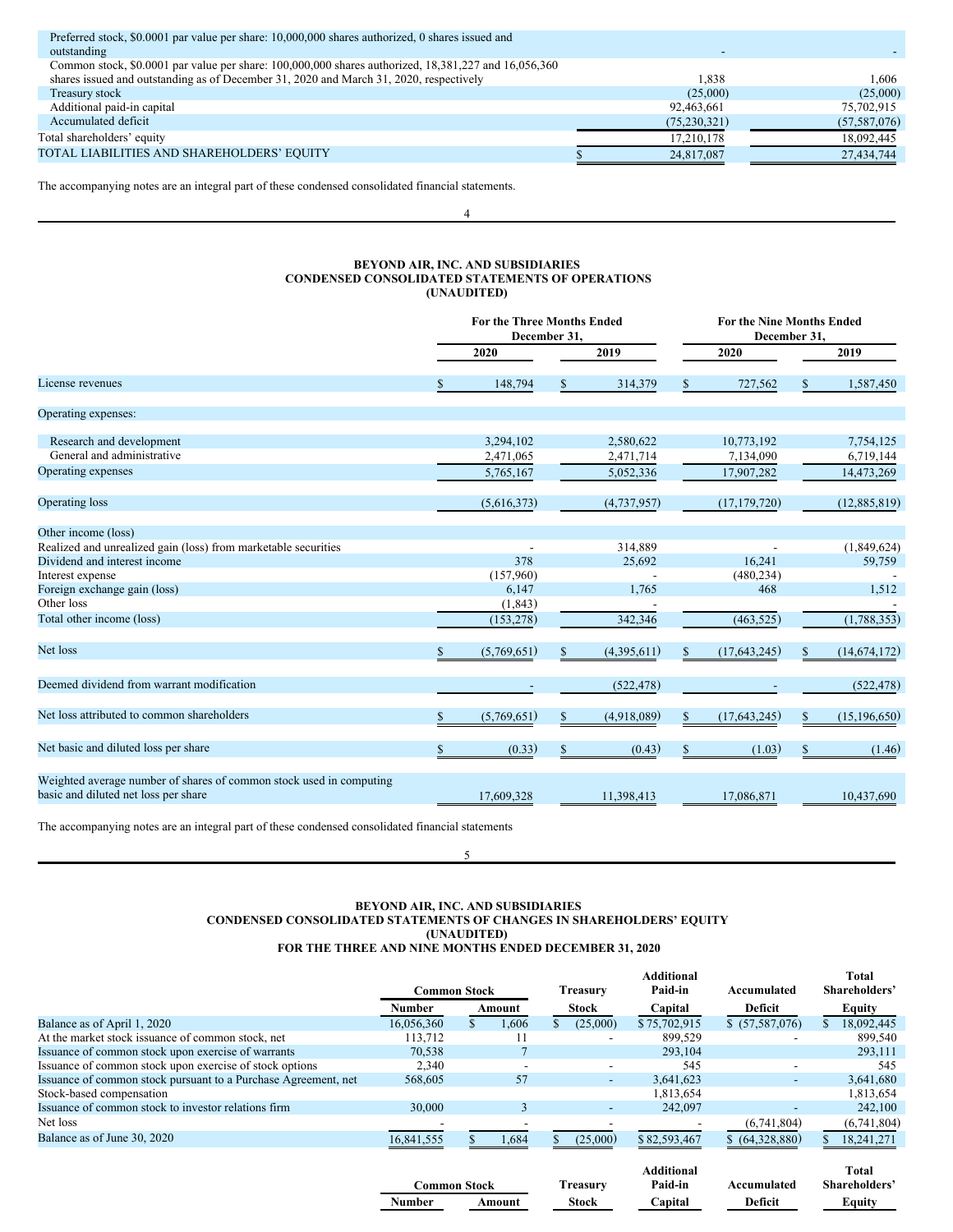| | | |
|---|---|---|
| Preferred stock, $0.0001 par value per share: 10,000,000 shares authorized, 0 shares issued and outstanding | - | - |
| Common stock, $0.0001 par value per share: 100,000,000 shares authorized, 18,381,227 and 16,056,360 shares issued and outstanding as of December 31, 2020 and March 31, 2020, respectively | 1,838 | 1,606 |
| Treasury stock | (25,000) | (25,000) |
| Additional paid-in capital | 92,463,661 | 75,702,915 |
| Accumulated deficit | (75,230,321) | (57,587,076) |
| Total shareholders' equity | 17,210,178 | 18,092,445 |
| TOTAL LIABILITIES AND SHAREHOLDERS' EQUITY | $ 24,817,087 | 27,434,744 |

The accompanying notes are an integral part of these condensed consolidated financial statements.

**BEYOND AIR, INC. AND SUBSIDIARIES**
**CONDENSED CONSOLIDATED STATEMENTS OF OPERATIONS**
**(UNAUDITED)**

| | For the Three Months Ended December 31, 2020 | For the Three Months Ended December 31, 2019 | For the Nine Months Ended December 31, 2020 | For the Nine Months Ended December 31, 2019 |
|---|---|---|---|---|
| License revenues | $ 148,794 | $ 314,379 | $ 727,562 | $ 1,587,450 |
| Operating expenses: | | | | |
| Research and development | 3,294,102 | 2,580,622 | 10,773,192 | 7,754,125 |
| General and administrative | 2,471,065 | 2,471,714 | 7,134,090 | 6,719,144 |
| Operating expenses | 5,765,167 | 5,052,336 | 17,907,282 | 14,473,269 |
| Operating loss | (5,616,373) | (4,737,957) | (17,179,720) | (12,885,819) |
| Other income (loss) | | | | |
| Realized and unrealized gain (loss) from marketable securities | - | 314,889 | - | (1,849,624) |
| Dividend and interest income | 378 | 25,692 | 16,241 | 59,759 |
| Interest expense | (157,960) | - | (480,234) | - |
| Foreign exchange gain (loss) | 6,147 | 1,765 | 468 | 1,512 |
| Other loss | (1,843) | - | | - |
| Total other income (loss) | (153,278) | 342,346 | (463,525) | (1,788,353) |
| Net loss | $ (5,769,651) | $ (4,395,611) | $ (17,643,245) | $ (14,674,172) |
| Deemed dividend from warrant modification | - | (522,478) | - | (522,478) |
| Net loss attributed to common shareholders | $ (5,769,651) | $ (4,918,089) | $ (17,643,245) | $ (15,196,650) |
| Net basic and diluted loss per share | $ (0.33) | $ (0.43) | $ (1.03) | $ (1.46) |
| Weighted average number of shares of common stock used in computing basic and diluted net loss per share | 17,609,328 | 11,398,413 | 17,086,871 | 10,437,690 |

The accompanying notes are an integral part of these condensed consolidated financial statements

**BEYOND AIR, INC. AND SUBSIDIARIES**
**CONDENSED CONSOLIDATED STATEMENTS OF CHANGES IN SHAREHOLDERS' EQUITY**
**(UNAUDITED)**
**FOR THE THREE AND NINE MONTHS ENDED DECEMBER 31, 2020**

| | Common Stock Number | Common Stock Amount | Treasury Stock | Additional Paid-in Capital | Accumulated Deficit | Total Shareholders' Equity |
|---|---|---|---|---|---|---|
| Balance as of April 1, 2020 | 16,056,360 | $ 1,606 | $ (25,000) | $ 75,702,915 | $ (57,587,076) | $ 18,092,445 |
| At the market stock issuance of common stock, net | 113,712 | 11 | - | 899,529 | - | 899,540 |
| Issuance of common stock upon exercise of warrants | 70,538 | 7 | | 293,104 | | 293,111 |
| Issuance of common stock upon exercise of stock options | 2,340 | - | - | 545 | - | 545 |
| Issuance of common stock pursuant to a Purchase Agreement, net | 568,605 | 57 | - | 3,641,623 | - | 3,641,680 |
| Stock-based compensation | | | | 1,813,654 | | 1,813,654 |
| Issuance of common stock to investor relations firm | 30,000 | 3 | - | 242,097 | | 242,100 |
| Net loss | - | - | - | - | (6,741,804) | (6,741,804) |
| Balance as of June 30, 2020 | 16,841,555 | $ 1,684 | $ (25,000) | $ 82,593,467 | $ (64,328,880) | $ 18,241,271 |

| | Common Stock Number | Common Stock Amount | Treasury Stock | Additional Paid-in Capital | Accumulated Deficit | Total Shareholders' Equity |
|---|---|---|---|---|---|---|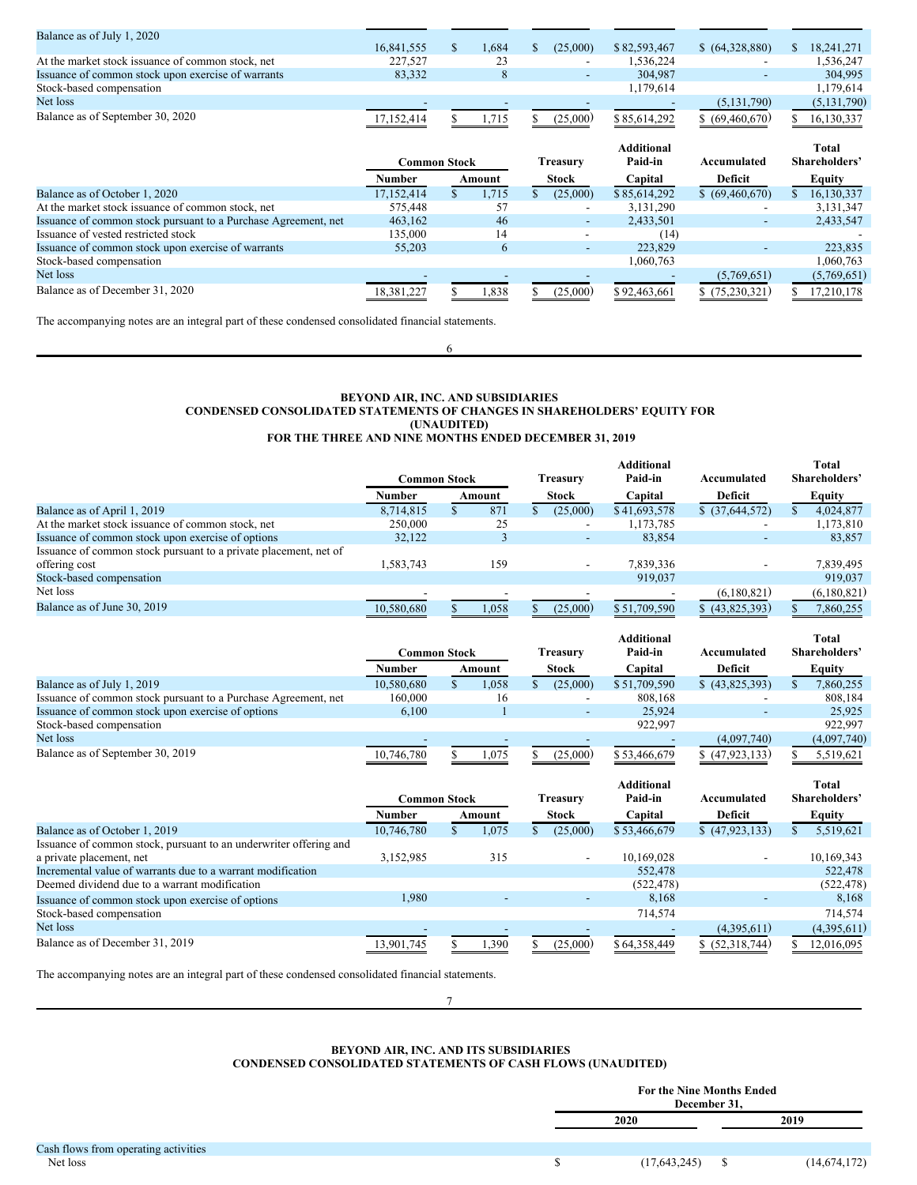|  | Common Stock |  | Treasury | Additional Paid-in | Accumulated | Total Shareholders' |
|---|---|---|---|---|---|---|
|  | Number | Amount | Stock | Capital | Deficit | Equity |
| Balance as of July 1, 2020 | 16,841,555 | $ 1,684 | $ (25,000) | $ 82,593,467 | $ (64,328,880) | $ 18,241,271 |
| At the market stock issuance of common stock, net | 227,527 | 23 | - | 1,536,224 | - | 1,536,247 |
| Issuance of common stock upon exercise of warrants | 83,332 | 8 | - | 304,987 | - | 304,995 |
| Stock-based compensation |  |  |  | 1,179,614 |  | 1,179,614 |
| Net loss | - | - | - | - | (5,131,790) | (5,131,790) |
| Balance as of September 30, 2020 | 17,152,414 | $ 1,715 | $ (25,000) | $ 85,614,292 | $ (69,460,670) | $ 16,130,337 |

|  | Common Stock |  | Treasury | Additional Paid-in | Accumulated | Total Shareholders' |
|---|---|---|---|---|---|---|
|  | Number | Amount | Stock | Capital | Deficit | Equity |
| Balance as of October 1, 2020 | 17,152,414 | $ 1,715 | $ (25,000) | $ 85,614,292 | $ (69,460,670) | $ 16,130,337 |
| At the market stock issuance of common stock, net | 575,448 | 57 | - | 3,131,290 | - | 3,131,347 |
| Issuance of common stock pursuant to a Purchase Agreement, net | 463,162 | 46 | - | 2,433,501 | - | 2,433,547 |
| Issuance of vested restricted stock | 135,000 | 14 | - | (14) |  | - |
| Issuance of common stock upon exercise of warrants | 55,203 | 6 | - | 223,829 | - | 223,835 |
| Stock-based compensation |  |  |  | 1,060,763 |  | 1,060,763 |
| Net loss | - | - | - | - | (5,769,651) | (5,769,651) |
| Balance as of December 31, 2020 | 18,381,227 | $ 1,838 | $ (25,000) | $ 92,463,661 | $ (75,230,321) | $ 17,210,178 |

The accompanying notes are an integral part of these condensed consolidated financial statements.

**BEYOND AIR, INC. AND SUBSIDIARIES**
**CONDENSED CONSOLIDATED STATEMENTS OF CHANGES IN SHAREHOLDERS' EQUITY FOR (UNAUDITED)**
**FOR THE THREE AND NINE MONTHS ENDED DECEMBER 31, 2019**

|  | Common Stock |  | Treasury | Additional Paid-in | Accumulated | Total Shareholders' |
|---|---|---|---|---|---|---|
|  | Number | Amount | Stock | Capital | Deficit | Equity |
| Balance as of April 1, 2019 | 8,714,815 | $ 871 | $ (25,000) | $ 41,693,578 | $ (37,644,572) | $ 4,024,877 |
| At the market stock issuance of common stock, net | 250,000 | 25 | - | 1,173,785 | - | 1,173,810 |
| Issuance of common stock upon exercise of options | 32,122 | 3 | - | 83,854 | - | 83,857 |
| Issuance of common stock pursuant to a private placement, net of offering cost | 1,583,743 | 159 | - | 7,839,336 | - | 7,839,495 |
| Stock-based compensation |  |  |  | 919,037 |  | 919,037 |
| Net loss | - | - | - | - | (6,180,821) | (6,180,821) |
| Balance as of June 30, 2019 | 10,580,680 | $ 1,058 | $ (25,000) | $ 51,709,590 | $ (43,825,393) | $ 7,860,255 |

|  | Common Stock |  | Treasury | Additional Paid-in | Accumulated | Total Shareholders' |
|---|---|---|---|---|---|---|
|  | Number | Amount | Stock | Capital | Deficit | Equity |
| Balance as of July 1, 2019 | 10,580,680 | $ 1,058 | $ (25,000) | $ 51,709,590 | $ (43,825,393) | $ 7,860,255 |
| Issuance of common stock pursuant to a Purchase Agreement, net | 160,000 | 16 | - | 808,168 | - | 808,184 |
| Issuance of common stock upon exercise of options | 6,100 | 1 | - | 25,924 | - | 25,925 |
| Stock-based compensation |  |  |  | 922,997 |  | 922,997 |
| Net loss | - | - | - | - | (4,097,740) | (4,097,740) |
| Balance as of September 30, 2019 | 10,746,780 | $ 1,075 | $ (25,000) | $ 53,466,679 | $ (47,923,133) | $ 5,519,621 |

|  | Common Stock |  | Treasury | Additional Paid-in | Accumulated | Total Shareholders' |
|---|---|---|---|---|---|---|
|  | Number | Amount | Stock | Capital | Deficit | Equity |
| Balance as of October 1, 2019 | 10,746,780 | $ 1,075 | $ (25,000) | $ 53,466,679 | $ (47,923,133) | $ 5,519,621 |
| Issuance of common stock, pursuant to an underwriter offering and a private placement, net | 3,152,985 | 315 | - | 10,169,028 | - | 10,169,343 |
| Incremental value of warrants due to a warrant modification |  |  |  | 552,478 |  | 522,478 |
| Deemed dividend due to a warrant modification |  |  |  | (522,478) |  | (522,478) |
| Issuance of common stock upon exercise of options | 1,980 | - | - | 8,168 | - | 8,168 |
| Stock-based compensation |  |  |  | 714,574 |  | 714,574 |
| Net loss | - | - | - | - | (4,395,611) | (4,395,611) |
| Balance as of December 31, 2019 | 13,901,745 | $ 1,390 | $ (25,000) | $ 64,358,449 | $ (52,318,744) | $ 12,016,095 |

The accompanying notes are an integral part of these condensed consolidated financial statements.

**BEYOND AIR, INC. AND ITS SUBSIDIARIES**
**CONDENSED CONSOLIDATED STATEMENTS OF CASH FLOWS (UNAUDITED)**

|  | For the Nine Months Ended December 31, |  |
|---|---|---|
|  | 2020 | 2019 |
| Cash flows from operating activities |  |  |
| Net loss | $ (17,643,245) | $ (14,674,172) |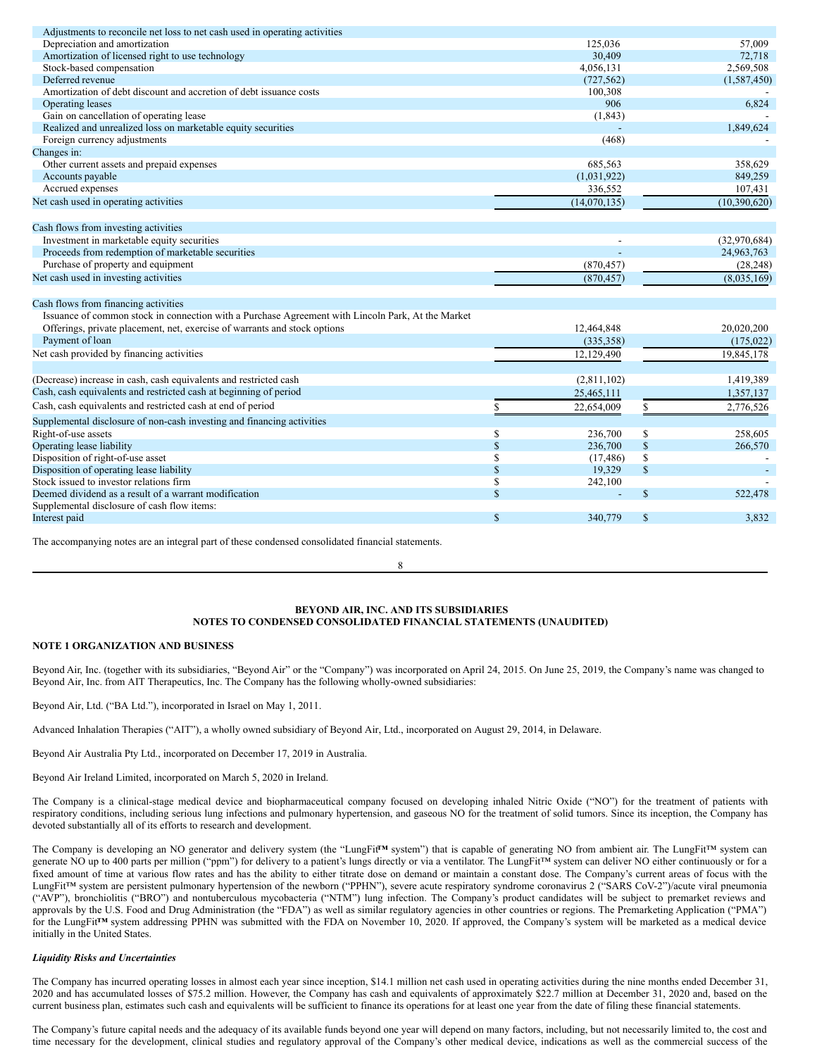| | | | | |
|---|---|---|---|---|
| Adjustments to reconcile net loss to net cash used in operating activities | | | | |
| Depreciation and amortization | | 125,036 | | 57,009 |
| Amortization of licensed right to use technology | | 30,409 | | 72,718 |
| Stock-based compensation | | 4,056,131 | | 2,569,508 |
| Deferred revenue | | (727,562) | | (1,587,450) |
| Amortization of debt discount and accretion of debt issuance costs | | 100,308 | | - |
| Operating leases | | 906 | | 6,824 |
| Gain on cancellation of operating lease | | (1,843) | | - |
| Realized and unrealized loss on marketable equity securities | | - | | 1,849,624 |
| Foreign currency adjustments | | (468) | | - |
| Changes in: | | | | |
| Other current assets and prepaid expenses | | 685,563 | | 358,629 |
| Accounts payable | | (1,031,922) | | 849,259 |
| Accrued expenses | | 336,552 | | 107,431 |
| Net cash used in operating activities | | (14,070,135) | | (10,390,620) |
| | | | | |
| Cash flows from investing activities | | | | |
| Investment in marketable equity securities | | - | | (32,970,684) |
| Proceeds from redemption of marketable securities | | - | | 24,963,763 |
| Purchase of property and equipment | | (870,457) | | (28,248) |
| Net cash used in investing activities | | (870,457) | | (8,035,169) |
| | | | | |
| Cash flows from financing activities | | | | |
| Issuance of common stock in connection with a Purchase Agreement with Lincoln Park, At the Market Offerings, private placement, net, exercise of warrants and stock options | | 12,464,848 | | 20,020,200 |
| Payment of loan | | (335,358) | | (175,022) |
| Net cash provided by financing activities | | 12,129,490 | | 19,845,178 |
| | | | | |
| (Decrease) increase in cash, cash equivalents and restricted cash | | (2,811,102) | | 1,419,389 |
| Cash, cash equivalents and restricted cash at beginning of period | | 25,465,111 | | 1,357,137 |
| Cash, cash equivalents and restricted cash at end of period | $ | 22,654,009 | $ | 2,776,526 |
| Supplemental disclosure of non-cash investing and financing activities | | | | |
| Right-of-use assets | $ | 236,700 | $ | 258,605 |
| Operating lease liability | $ | 236,700 | $ | 266,570 |
| Disposition of right-of-use asset | $ | (17,486) | $ | - |
| Disposition of operating lease liability | $ | 19,329 | $ | - |
| Stock issued to investor relations firm | $ | 242,100 | | - |
| Deemed dividend as a result of a warrant modification | $ | - | $ | 522,478 |
| Supplemental disclosure of cash flow items: | | | | |
| Interest paid | $ | 340,779 | $ | 3,832 |

The accompanying notes are an integral part of these condensed consolidated financial statements.

**BEYOND AIR, INC. AND ITS SUBSIDIARIES**
**NOTES TO CONDENSED CONSOLIDATED FINANCIAL STATEMENTS (UNAUDITED)**

**NOTE 1 ORGANIZATION AND BUSINESS**

Beyond Air, Inc. (together with its subsidiaries, "Beyond Air" or the "Company") was incorporated on April 24, 2015. On June 25, 2019, the Company's name was changed to Beyond Air, Inc. from AIT Therapeutics, Inc. The Company has the following wholly-owned subsidiaries:

Beyond Air, Ltd. ("BA Ltd."), incorporated in Israel on May 1, 2011.

Advanced Inhalation Therapies ("AIT"), a wholly owned subsidiary of Beyond Air, Ltd., incorporated on August 29, 2014, in Delaware.

Beyond Air Australia Pty Ltd., incorporated on December 17, 2019 in Australia.

Beyond Air Ireland Limited, incorporated on March 5, 2020 in Ireland.

The Company is a clinical-stage medical device and biopharmaceutical company focused on developing inhaled Nitric Oxide ("NO") for the treatment of patients with respiratory conditions, including serious lung infections and pulmonary hypertension, and gaseous NO for the treatment of solid tumors. Since its inception, the Company has devoted substantially all of its efforts to research and development.

The Company is developing an NO generator and delivery system (the "LungFit™ system") that is capable of generating NO from ambient air. The LungFit™ system can generate NO up to 400 parts per million ("ppm") for delivery to a patient's lungs directly or via a ventilator. The LungFit™ system can deliver NO either continuously or for a fixed amount of time at various flow rates and has the ability to either titrate dose on demand or maintain a constant dose. The Company's current areas of focus with the LungFit™ system are persistent pulmonary hypertension of the newborn ("PPHN"), severe acute respiratory syndrome coronavirus 2 ("SARS CoV-2")/acute viral pneumonia ("AVP"), bronchiolitis ("BRO") and nontuberculous mycobacteria ("NTM") lung infection. The Company's product candidates will be subject to premarket reviews and approvals by the U.S. Food and Drug Administration (the "FDA") as well as similar regulatory agencies in other countries or regions. The Premarketing Application ("PMA") for the LungFit™ system addressing PPHN was submitted with the FDA on November 10, 2020. If approved, the Company's system will be marketed as a medical device initially in the United States.

***Liquidity Risks and Uncertainties***

The Company has incurred operating losses in almost each year since inception, $14.1 million net cash used in operating activities during the nine months ended December 31, 2020 and has accumulated losses of $75.2 million. However, the Company has cash and equivalents of approximately $22.7 million at December 31, 2020 and, based on the current business plan, estimates such cash and equivalents will be sufficient to finance its operations for at least one year from the date of filing these financial statements.

The Company's future capital needs and the adequacy of its available funds beyond one year will depend on many factors, including, but not necessarily limited to, the cost and time necessary for the development, clinical studies and regulatory approval of the Company's other medical device, indications as well as the commercial success of the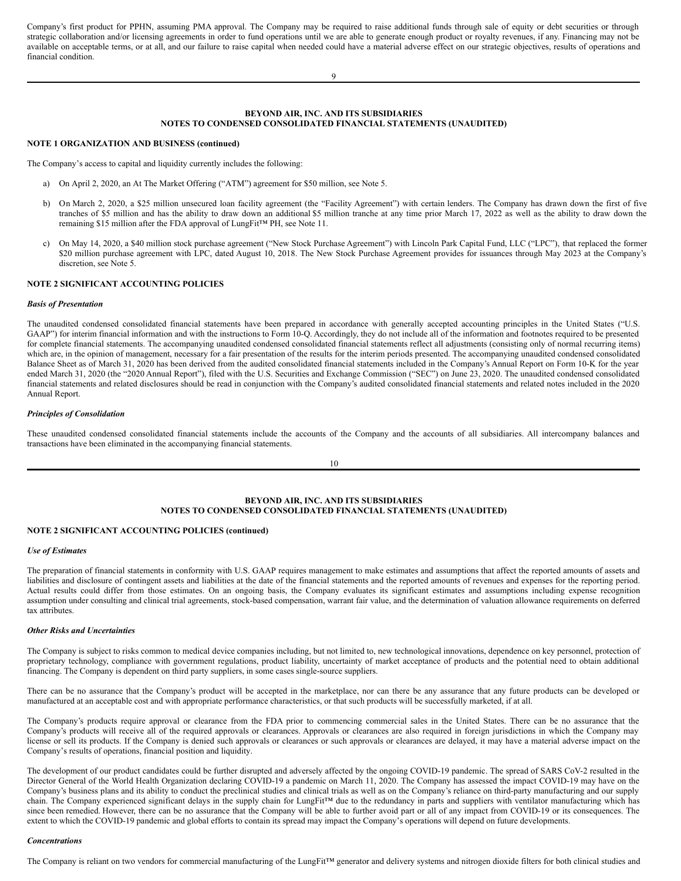Company's first product for PPHN, assuming PMA approval. The Company may be required to raise additional funds through sale of equity or debt securities or through strategic collaboration and/or licensing agreements in order to fund operations until we are able to generate enough product or royalty revenues, if any. Financing may not be available on acceptable terms, or at all, and our failure to raise capital when needed could have a material adverse effect on our strategic objectives, results of operations and financial condition.

**BEYOND AIR, INC. AND ITS SUBSIDIARIES**
**NOTES TO CONDENSED CONSOLIDATED FINANCIAL STATEMENTS (UNAUDITED)**

**NOTE 1 ORGANIZATION AND BUSINESS (continued)**

The Company's access to capital and liquidity currently includes the following:

a) On April 2, 2020, an At The Market Offering ("ATM") agreement for $50 million, see Note 5.

b) On March 2, 2020, a $25 million unsecured loan facility agreement (the "Facility Agreement") with certain lenders. The Company has drawn down the first of five tranches of $5 million and has the ability to draw down an additional $5 million tranche at any time prior March 17, 2022 as well as the ability to draw down the remaining $15 million after the FDA approval of LungFit™ PH, see Note 11.

c) On May 14, 2020, a $40 million stock purchase agreement ("New Stock Purchase Agreement") with Lincoln Park Capital Fund, LLC ("LPC"), that replaced the former $20 million purchase agreement with LPC, dated August 10, 2018. The New Stock Purchase Agreement provides for issuances through May 2023 at the Company's discretion, see Note 5.

**NOTE 2 SIGNIFICANT ACCOUNTING POLICIES**

***Basis of Presentation***

The unaudited condensed consolidated financial statements have been prepared in accordance with generally accepted accounting principles in the United States ("U.S. GAAP") for interim financial information and with the instructions to Form 10-Q. Accordingly, they do not include all of the information and footnotes required to be presented for complete financial statements. The accompanying unaudited condensed consolidated financial statements reflect all adjustments (consisting only of normal recurring items) which are, in the opinion of management, necessary for a fair presentation of the results for the interim periods presented. The accompanying unaudited condensed consolidated Balance Sheet as of March 31, 2020 has been derived from the audited consolidated financial statements included in the Company's Annual Report on Form 10-K for the year ended March 31, 2020 (the "2020 Annual Report"), filed with the U.S. Securities and Exchange Commission ("SEC") on June 23, 2020. The unaudited condensed consolidated financial statements and related disclosures should be read in conjunction with the Company's audited consolidated financial statements and related notes included in the 2020 Annual Report.

***Principles of Consolidation***

These unaudited condensed consolidated financial statements include the accounts of the Company and the accounts of all subsidiaries. All intercompany balances and transactions have been eliminated in the accompanying financial statements.

**BEYOND AIR, INC. AND ITS SUBSIDIARIES**
**NOTES TO CONDENSED CONSOLIDATED FINANCIAL STATEMENTS (UNAUDITED)**

**NOTE 2 SIGNIFICANT ACCOUNTING POLICIES (continued)**

***Use of Estimates***

The preparation of financial statements in conformity with U.S. GAAP requires management to make estimates and assumptions that affect the reported amounts of assets and liabilities and disclosure of contingent assets and liabilities at the date of the financial statements and the reported amounts of revenues and expenses for the reporting period. Actual results could differ from those estimates. On an ongoing basis, the Company evaluates its significant estimates and assumptions including expense recognition assumption under consulting and clinical trial agreements, stock-based compensation, warrant fair value, and the determination of valuation allowance requirements on deferred tax attributes.

***Other Risks and Uncertainties***

The Company is subject to risks common to medical device companies including, but not limited to, new technological innovations, dependence on key personnel, protection of proprietary technology, compliance with government regulations, product liability, uncertainty of market acceptance of products and the potential need to obtain additional financing. The Company is dependent on third party suppliers, in some cases single-source suppliers.

There can be no assurance that the Company's product will be accepted in the marketplace, nor can there be any assurance that any future products can be developed or manufactured at an acceptable cost and with appropriate performance characteristics, or that such products will be successfully marketed, if at all.

The Company's products require approval or clearance from the FDA prior to commencing commercial sales in the United States. There can be no assurance that the Company's products will receive all of the required approvals or clearances. Approvals or clearances are also required in foreign jurisdictions in which the Company may license or sell its products. If the Company is denied such approvals or clearances or such approvals or clearances are delayed, it may have a material adverse impact on the Company's results of operations, financial position and liquidity.

The development of our product candidates could be further disrupted and adversely affected by the ongoing COVID-19 pandemic. The spread of SARS CoV-2 resulted in the Director General of the World Health Organization declaring COVID-19 a pandemic on March 11, 2020. The Company has assessed the impact COVID-19 may have on the Company's business plans and its ability to conduct the preclinical studies and clinical trials as well as on the Company's reliance on third-party manufacturing and our supply chain. The Company experienced significant delays in the supply chain for LungFit™ due to the redundancy in parts and suppliers with ventilator manufacturing which has since been remedied. However, there can be no assurance that the Company will be able to further avoid part or all of any impact from COVID-19 or its consequences. The extent to which the COVID-19 pandemic and global efforts to contain its spread may impact the Company's operations will depend on future developments.

***Concentrations***

The Company is reliant on two vendors for commercial manufacturing of the LungFit™ generator and delivery systems and nitrogen dioxide filters for both clinical studies and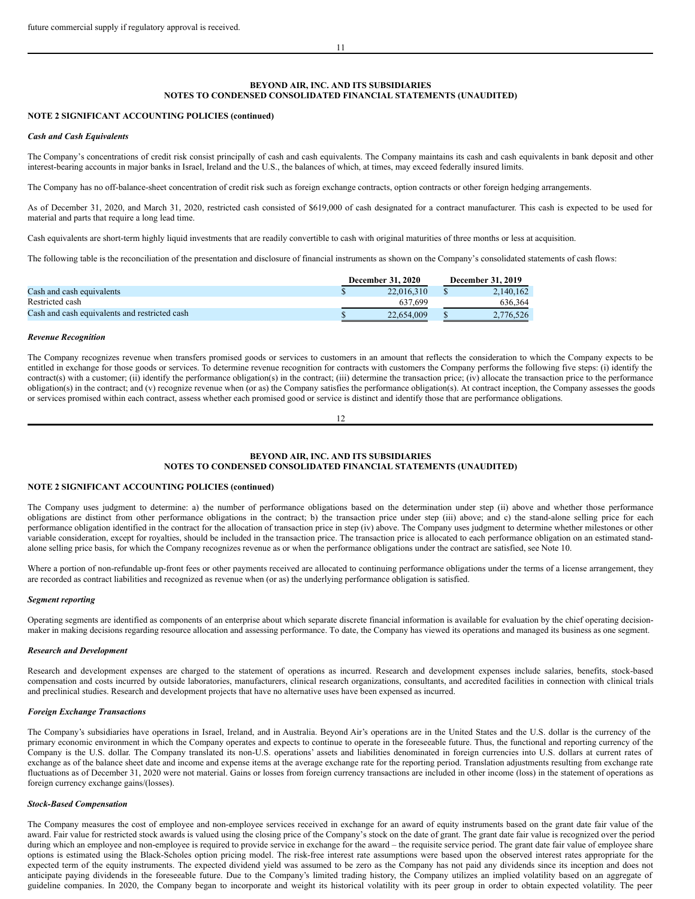future commercial supply if regulatory approval is received.

## BEYOND AIR, INC. AND ITS SUBSIDIARIES
## NOTES TO CONDENSED CONSOLIDATED FINANCIAL STATEMENTS (UNAUDITED)

**NOTE 2 SIGNIFICANT ACCOUNTING POLICIES (continued)**

***Cash and Cash Equivalents***

The Company's concentrations of credit risk consist principally of cash and cash equivalents. The Company maintains its cash and cash equivalents in bank deposit and other interest-bearing accounts in major banks in Israel, Ireland and the U.S., the balances of which, at times, may exceed federally insured limits.

The Company has no off-balance-sheet concentration of credit risk such as foreign exchange contracts, option contracts or other foreign hedging arrangements.

As of December 31, 2020, and March 31, 2020, restricted cash consisted of $619,000 of cash designated for a contract manufacturer. This cash is expected to be used for material and parts that require a long lead time.

Cash equivalents are short-term highly liquid investments that are readily convertible to cash with original maturities of three months or less at acquisition.

The following table is the reconciliation of the presentation and disclosure of financial instruments as shown on the Company's consolidated statements of cash flows:

| | December 31, 2020 | December 31, 2019 |
|---|---|---|
| Cash and cash equivalents | $ 22,016,310 | $ 2,140,162 |
| Restricted cash | 637,699 | 636,364 |
| Cash and cash equivalents and restricted cash | $ 22,654,009 | $ 2,776,526 |

***Revenue Recognition***

The Company recognizes revenue when transfers promised goods or services to customers in an amount that reflects the consideration to which the Company expects to be entitled in exchange for those goods or services. To determine revenue recognition for contracts with customers the Company performs the following five steps: (i) identify the contract(s) with a customer; (ii) identify the performance obligation(s) in the contract; (iii) determine the transaction price; (iv) allocate the transaction price to the performance obligation(s) in the contract; and (v) recognize revenue when (or as) the Company satisfies the performance obligation(s). At contract inception, the Company assesses the goods or services promised within each contract, assess whether each promised good or service is distinct and identify those that are performance obligations.

## BEYOND AIR, INC. AND ITS SUBSIDIARIES
## NOTES TO CONDENSED CONSOLIDATED FINANCIAL STATEMENTS (UNAUDITED)

**NOTE 2 SIGNIFICANT ACCOUNTING POLICIES (continued)**

The Company uses judgment to determine: a) the number of performance obligations based on the determination under step (ii) above and whether those performance obligations are distinct from other performance obligations in the contract; b) the transaction price under step (iii) above; and c) the stand-alone selling price for each performance obligation identified in the contract for the allocation of transaction price in step (iv) above. The Company uses judgment to determine whether milestones or other variable consideration, except for royalties, should be included in the transaction price. The transaction price is allocated to each performance obligation on an estimated stand-alone selling price basis, for which the Company recognizes revenue as or when the performance obligations under the contract are satisfied, see Note 10.

Where a portion of non-refundable up-front fees or other payments received are allocated to continuing performance obligations under the terms of a license arrangement, they are recorded as contract liabilities and recognized as revenue when (or as) the underlying performance obligation is satisfied.

***Segment reporting***

Operating segments are identified as components of an enterprise about which separate discrete financial information is available for evaluation by the chief operating decision-maker in making decisions regarding resource allocation and assessing performance. To date, the Company has viewed its operations and managed its business as one segment.

***Research and Development***

Research and development expenses are charged to the statement of operations as incurred. Research and development expenses include salaries, benefits, stock-based compensation and costs incurred by outside laboratories, manufacturers, clinical research organizations, consultants, and accredited facilities in connection with clinical trials and preclinical studies. Research and development projects that have no alternative uses have been expensed as incurred.

***Foreign Exchange Transactions***

The Company's subsidiaries have operations in Israel, Ireland, and in Australia. Beyond Air's operations are in the United States and the U.S. dollar is the currency of the primary economic environment in which the Company operates and expects to continue to operate in the foreseeable future. Thus, the functional and reporting currency of the Company is the U.S. dollar. The Company translated its non-U.S. operations' assets and liabilities denominated in foreign currencies into U.S. dollars at current rates of exchange as of the balance sheet date and income and expense items at the average exchange rate for the reporting period. Translation adjustments resulting from exchange rate fluctuations as of December 31, 2020 were not material. Gains or losses from foreign currency transactions are included in other income (loss) in the statement of operations as foreign currency exchange gains/(losses).

***Stock-Based Compensation***

The Company measures the cost of employee and non-employee services received in exchange for an award of equity instruments based on the grant date fair value of the award. Fair value for restricted stock awards is valued using the closing price of the Company's stock on the date of grant. The grant date fair value is recognized over the period during which an employee and non-employee is required to provide service in exchange for the award – the requisite service period. The grant date fair value of employee share options is estimated using the Black-Scholes option pricing model. The risk-free interest rate assumptions were based upon the observed interest rates appropriate for the expected term of the equity instruments. The expected dividend yield was assumed to be zero as the Company has not paid any dividends since its inception and does not anticipate paying dividends in the foreseeable future. Due to the Company's limited trading history, the Company utilizes an implied volatility based on an aggregate of guideline companies. In 2020, the Company began to incorporate and weight its historical volatility with its peer group in order to obtain expected volatility. The peer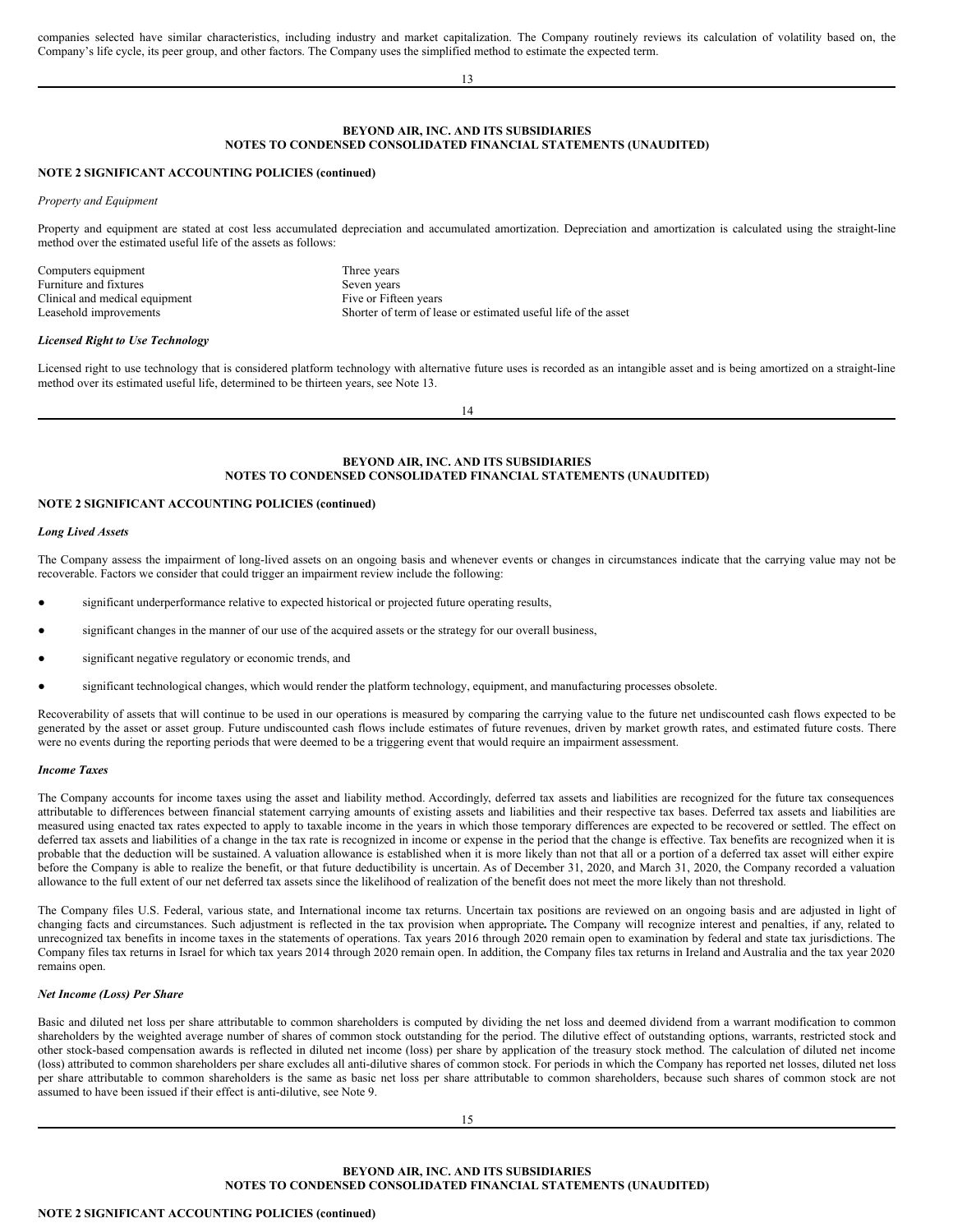companies selected have similar characteristics, including industry and market capitalization. The Company routinely reviews its calculation of volatility based on, the Company's life cycle, its peer group, and other factors. The Company uses the simplified method to estimate the expected term.

**BEYOND AIR, INC. AND ITS SUBSIDIARIES**
**NOTES TO CONDENSED CONSOLIDATED FINANCIAL STATEMENTS (UNAUDITED)**

**NOTE 2 SIGNIFICANT ACCOUNTING POLICIES (continued)**

*Property and Equipment*

Property and equipment are stated at cost less accumulated depreciation and accumulated amortization. Depreciation and amortization is calculated using the straight-line method over the estimated useful life of the assets as follows:

| | |
|---|---|
| Computers equipment | Three years |
| Furniture and fixtures | Seven years |
| Clinical and medical equipment | Five or Fifteen years |
| Leasehold improvements | Shorter of term of lease or estimated useful life of the asset |

***Licensed Right to Use Technology***

Licensed right to use technology that is considered platform technology with alternative future uses is recorded as an intangible asset and is being amortized on a straight-line method over its estimated useful life, determined to be thirteen years, see Note 13.

**BEYOND AIR, INC. AND ITS SUBSIDIARIES**
**NOTES TO CONDENSED CONSOLIDATED FINANCIAL STATEMENTS (UNAUDITED)**

**NOTE 2 SIGNIFICANT ACCOUNTING POLICIES (continued)**

***Long Lived Assets***

The Company assess the impairment of long-lived assets on an ongoing basis and whenever events or changes in circumstances indicate that the carrying value may not be recoverable. Factors we consider that could trigger an impairment review include the following:

- significant underperformance relative to expected historical or projected future operating results,
- significant changes in the manner of our use of the acquired assets or the strategy for our overall business,
- significant negative regulatory or economic trends, and
- significant technological changes, which would render the platform technology, equipment, and manufacturing processes obsolete.

Recoverability of assets that will continue to be used in our operations is measured by comparing the carrying value to the future net undiscounted cash flows expected to be generated by the asset or asset group. Future undiscounted cash flows include estimates of future revenues, driven by market growth rates, and estimated future costs. There were no events during the reporting periods that were deemed to be a triggering event that would require an impairment assessment.

***Income Taxes***

The Company accounts for income taxes using the asset and liability method. Accordingly, deferred tax assets and liabilities are recognized for the future tax consequences attributable to differences between financial statement carrying amounts of existing assets and liabilities and their respective tax bases. Deferred tax assets and liabilities are measured using enacted tax rates expected to apply to taxable income in the years in which those temporary differences are expected to be recovered or settled. The effect on deferred tax assets and liabilities of a change in the tax rate is recognized in income or expense in the period that the change is effective. Tax benefits are recognized when it is probable that the deduction will be sustained. A valuation allowance is established when it is more likely than not that all or a portion of a deferred tax asset will either expire before the Company is able to realize the benefit, or that future deductibility is uncertain. As of December 31, 2020, and March 31, 2020, the Company recorded a valuation allowance to the full extent of our net deferred tax assets since the likelihood of realization of the benefit does not meet the more likely than not threshold.

The Company files U.S. Federal, various state, and International income tax returns. Uncertain tax positions are reviewed on an ongoing basis and are adjusted in light of changing facts and circumstances. Such adjustment is reflected in the tax provision when appropriate**.** The Company will recognize interest and penalties, if any, related to unrecognized tax benefits in income taxes in the statements of operations. Tax years 2016 through 2020 remain open to examination by federal and state tax jurisdictions. The Company files tax returns in Israel for which tax years 2014 through 2020 remain open. In addition, the Company files tax returns in Ireland and Australia and the tax year 2020 remains open.

***Net Income (Loss) Per Share***

Basic and diluted net loss per share attributable to common shareholders is computed by dividing the net loss and deemed dividend from a warrant modification to common shareholders by the weighted average number of shares of common stock outstanding for the period. The dilutive effect of outstanding options, warrants, restricted stock and other stock-based compensation awards is reflected in diluted net income (loss) per share by application of the treasury stock method. The calculation of diluted net income (loss) attributed to common shareholders per share excludes all anti-dilutive shares of common stock. For periods in which the Company has reported net losses, diluted net loss per share attributable to common shareholders is the same as basic net loss per share attributable to common shareholders, because such shares of common stock are not assumed to have been issued if their effect is anti-dilutive, see Note 9.

**BEYOND AIR, INC. AND ITS SUBSIDIARIES**
**NOTES TO CONDENSED CONSOLIDATED FINANCIAL STATEMENTS (UNAUDITED)**

**NOTE 2 SIGNIFICANT ACCOUNTING POLICIES (continued)**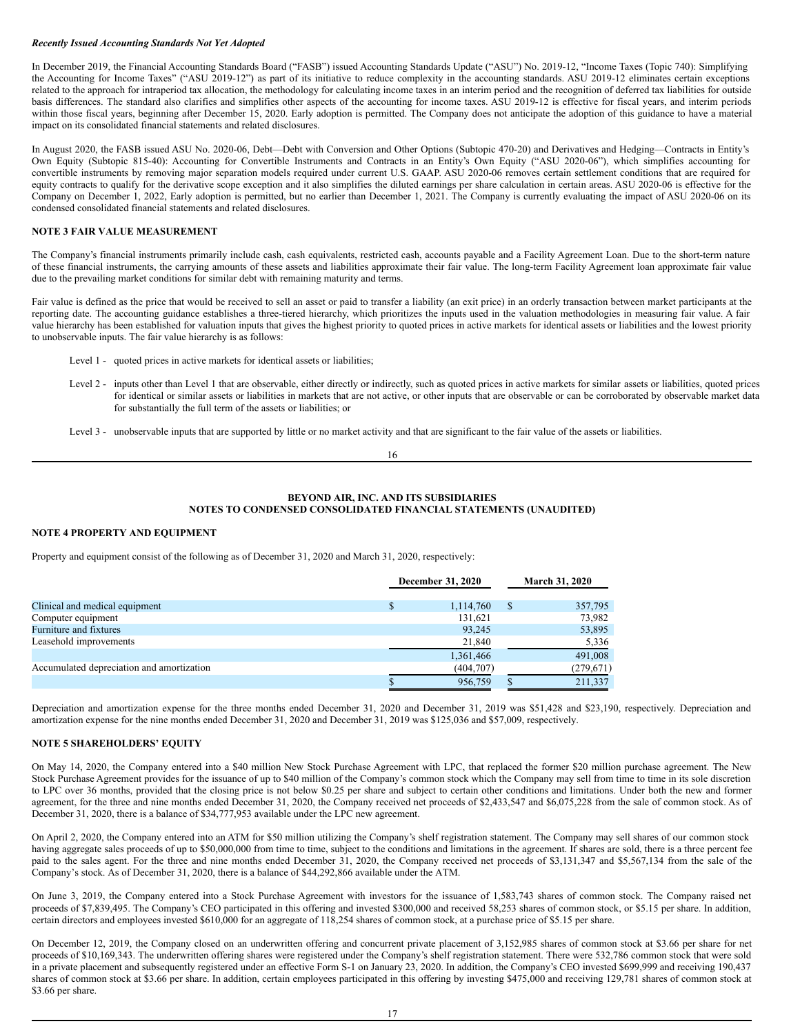***Recently Issued Accounting Standards Not Yet Adopted***

In December 2019, the Financial Accounting Standards Board ("FASB") issued Accounting Standards Update ("ASU") No. 2019-12, "Income Taxes (Topic 740): Simplifying the Accounting for Income Taxes" ("ASU 2019-12") as part of its initiative to reduce complexity in the accounting standards. ASU 2019-12 eliminates certain exceptions related to the approach for intraperiod tax allocation, the methodology for calculating income taxes in an interim period and the recognition of deferred tax liabilities for outside basis differences. The standard also clarifies and simplifies other aspects of the accounting for income taxes. ASU 2019-12 is effective for fiscal years, and interim periods within those fiscal years, beginning after December 15, 2020. Early adoption is permitted. The Company does not anticipate the adoption of this guidance to have a material impact on its consolidated financial statements and related disclosures.

In August 2020, the FASB issued ASU No. 2020-06, Debt—Debt with Conversion and Other Options (Subtopic 470-20) and Derivatives and Hedging—Contracts in Entity's Own Equity (Subtopic 815-40): Accounting for Convertible Instruments and Contracts in an Entity's Own Equity ("ASU 2020-06"), which simplifies accounting for convertible instruments by removing major separation models required under current U.S. GAAP. ASU 2020-06 removes certain settlement conditions that are required for equity contracts to qualify for the derivative scope exception and it also simplifies the diluted earnings per share calculation in certain areas. ASU 2020-06 is effective for the Company on December 1, 2022, Early adoption is permitted, but no earlier than December 1, 2021. The Company is currently evaluating the impact of ASU 2020-06 on its condensed consolidated financial statements and related disclosures.

**NOTE 3 FAIR VALUE MEASUREMENT**

The Company's financial instruments primarily include cash, cash equivalents, restricted cash, accounts payable and a Facility Agreement Loan. Due to the short-term nature of these financial instruments, the carrying amounts of these assets and liabilities approximate their fair value. The long-term Facility Agreement loan approximate fair value due to the prevailing market conditions for similar debt with remaining maturity and terms.

Fair value is defined as the price that would be received to sell an asset or paid to transfer a liability (an exit price) in an orderly transaction between market participants at the reporting date. The accounting guidance establishes a three-tiered hierarchy, which prioritizes the inputs used in the valuation methodologies in measuring fair value. A fair value hierarchy has been established for valuation inputs that gives the highest priority to quoted prices in active markets for identical assets or liabilities and the lowest priority to unobservable inputs. The fair value hierarchy is as follows:

Level 1 - quoted prices in active markets for identical assets or liabilities;

Level 2 - inputs other than Level 1 that are observable, either directly or indirectly, such as quoted prices in active markets for similar assets or liabilities, quoted prices for identical or similar assets or liabilities in markets that are not active, or other inputs that are observable or can be corroborated by observable market data for substantially the full term of the assets or liabilities; or

Level 3 - unobservable inputs that are supported by little or no market activity and that are significant to the fair value of the assets or liabilities.

**NOTE 4 PROPERTY AND EQUIPMENT**

Property and equipment consist of the following as of December 31, 2020 and March 31, 2020, respectively:

| | December 31, 2020 | March 31, 2020 |
|---|---|---|
| Clinical and medical equipment | $ 1,114,760 | $ 357,795 |
| Computer equipment | 131,621 | 73,982 |
| Furniture and fixtures | 93,245 | 53,895 |
| Leasehold improvements | 21,840 | 5,336 |
| | 1,361,466 | 491,008 |
| Accumulated depreciation and amortization | (404,707) | (279,671) |
| | $ 956,759 | $ 211,337 |

Depreciation and amortization expense for the three months ended December 31, 2020 and December 31, 2019 was $51,428 and $23,190, respectively. Depreciation and amortization expense for the nine months ended December 31, 2020 and December 31, 2019 was $125,036 and $57,009, respectively.

**NOTE 5 SHAREHOLDERS' EQUITY**

On May 14, 2020, the Company entered into a $40 million New Stock Purchase Agreement with LPC, that replaced the former $20 million purchase agreement. The New Stock Purchase Agreement provides for the issuance of up to $40 million of the Company's common stock which the Company may sell from time to time in its sole discretion to LPC over 36 months, provided that the closing price is not below $0.25 per share and subject to certain other conditions and limitations. Under both the new and former agreement, for the three and nine months ended December 31, 2020, the Company received net proceeds of $2,433,547 and $6,075,228 from the sale of common stock. As of December 31, 2020, there is a balance of $34,777,953 available under the LPC new agreement.

On April 2, 2020, the Company entered into an ATM for $50 million utilizing the Company's shelf registration statement. The Company may sell shares of our common stock having aggregate sales proceeds of up to $50,000,000 from time to time, subject to the conditions and limitations in the agreement. If shares are sold, there is a three percent fee paid to the sales agent. For the three and nine months ended December 31, 2020, the Company received net proceeds of $3,131,347 and $5,567,134 from the sale of the Company's stock. As of December 31, 2020, there is a balance of $44,292,866 available under the ATM.

On June 3, 2019, the Company entered into a Stock Purchase Agreement with investors for the issuance of 1,583,743 shares of common stock. The Company raised net proceeds of $7,839,495. The Company's CEO participated in this offering and invested $300,000 and received 58,253 shares of common stock, or $5.15 per share. In addition, certain directors and employees invested $610,000 for an aggregate of 118,254 shares of common stock, at a purchase price of $5.15 per share.

On December 12, 2019, the Company closed on an underwritten offering and concurrent private placement of 3,152,985 shares of common stock at $3.66 per share for net proceeds of $10,169,343. The underwritten offering shares were registered under the Company's shelf registration statement. There were 532,786 common stock that were sold in a private placement and subsequently registered under an effective Form S-1 on January 23, 2020. In addition, the Company's CEO invested $699,999 and receiving 190,437 shares of common stock at $3.66 per share. In addition, certain employees participated in this offering by investing $475,000 and receiving 129,781 shares of common stock at $3.66 per share.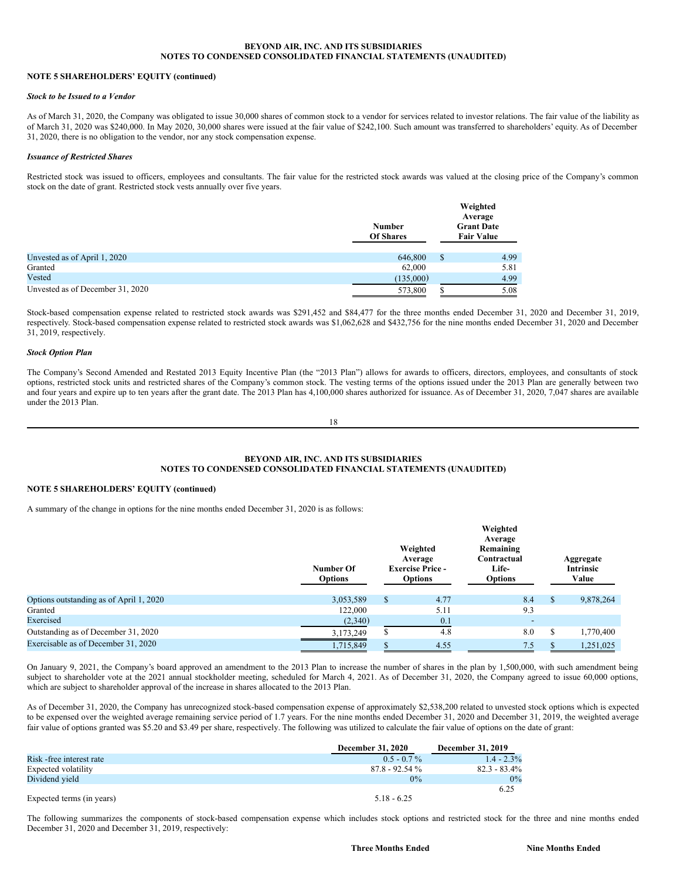**NOTE 5 SHAREHOLDERS' EQUITY (continued)**

***Stock to be Issued to a Vendor***

As of March 31, 2020, the Company was obligated to issue 30,000 shares of common stock to a vendor for services related to investor relations. The fair value of the liability as of March 31, 2020 was $240,000. In May 2020, 30,000 shares were issued at the fair value of $242,100. Such amount was transferred to shareholders' equity. As of December 31, 2020, there is no obligation to the vendor, nor any stock compensation expense.

***Issuance of Restricted Shares***

Restricted stock was issued to officers, employees and consultants. The fair value for the restricted stock awards was valued at the closing price of the Company's common stock on the date of grant. Restricted stock vests annually over five years.

| | Number Of Shares | Weighted Average Grant Date Fair Value |
|---|---|---|
| Unvested as of April 1, 2020 | 646,800 | $ 4.99 |
| Granted | 62,000 | 5.81 |
| Vested | (135,000) | 4.99 |
| Unvested as of December 31, 2020 | 573,800 | $ 5.08 |

Stock-based compensation expense related to restricted stock awards was $291,452 and $84,477 for the three months ended December 31, 2020 and December 31, 2019, respectively. Stock-based compensation expense related to restricted stock awards was $1,062,628 and $432,756 for the nine months ended December 31, 2020 and December 31, 2019, respectively.

***Stock Option Plan***

The Company's Second Amended and Restated 2013 Equity Incentive Plan (the "2013 Plan") allows for awards to officers, directors, employees, and consultants of stock options, restricted stock units and restricted shares of the Company's common stock. The vesting terms of the options issued under the 2013 Plan are generally between two and four years and expire up to ten years after the grant date. The 2013 Plan has 4,100,000 shares authorized for issuance. As of December 31, 2020, 7,047 shares are available under the 2013 Plan.

A summary of the change in options for the nine months ended December 31, 2020 is as follows:

| | Number Of Options | Weighted Average Exercise Price - Options | Weighted Average Remaining Contractual Life- Options | Aggregate Intrinsic Value |
|---|---|---|---|---|
| Options outstanding as of April 1, 2020 | 3,053,589 | $ 4.77 | 8.4 | $ 9,878,264 |
| Granted | 122,000 | 5.11 | 9.3 | |
| Exercised | (2,340) | 0.1 | - | |
| Outstanding as of December 31, 2020 | 3,173,249 | $ 4.8 | 8.0 | $ 1,770,400 |
| Exercisable as of December 31, 2020 | 1,715,849 | $ 4.55 | 7.5 | $ 1,251,025 |

On January 9, 2021, the Company's board approved an amendment to the 2013 Plan to increase the number of shares in the plan by 1,500,000, with such amendment being subject to shareholder vote at the 2021 annual stockholder meeting, scheduled for March 4, 2021. As of December 31, 2020, the Company agreed to issue 60,000 options, which are subject to shareholder approval of the increase in shares allocated to the 2013 Plan.

As of December 31, 2020, the Company has unrecognized stock-based compensation expense of approximately $2,538,200 related to unvested stock options which is expected to be expensed over the weighted average remaining service period of 1.7 years. For the nine months ended December 31, 2020 and December 31, 2019, the weighted average fair value of options granted was $5.20 and $3.49 per share, respectively. The following was utilized to calculate the fair value of options on the date of grant:

| | December 31, 2020 | December 31, 2019 |
|---|---|---|
| Risk -free interest rate | 0.5 - 0.7 % | 1.4 - 2.3% |
| Expected volatility | 87.8 - 92.54 % | 82.3 - 83.4% |
| Dividend yield | 0% | 0% |
| Expected terms (in years) | 5.18 - 6.25 | 6.25 |

The following summarizes the components of stock-based compensation expense which includes stock options and restricted stock for the three and nine months ended December 31, 2020 and December 31, 2019, respectively:

| Three Months Ended | Nine Months Ended |
|---|---|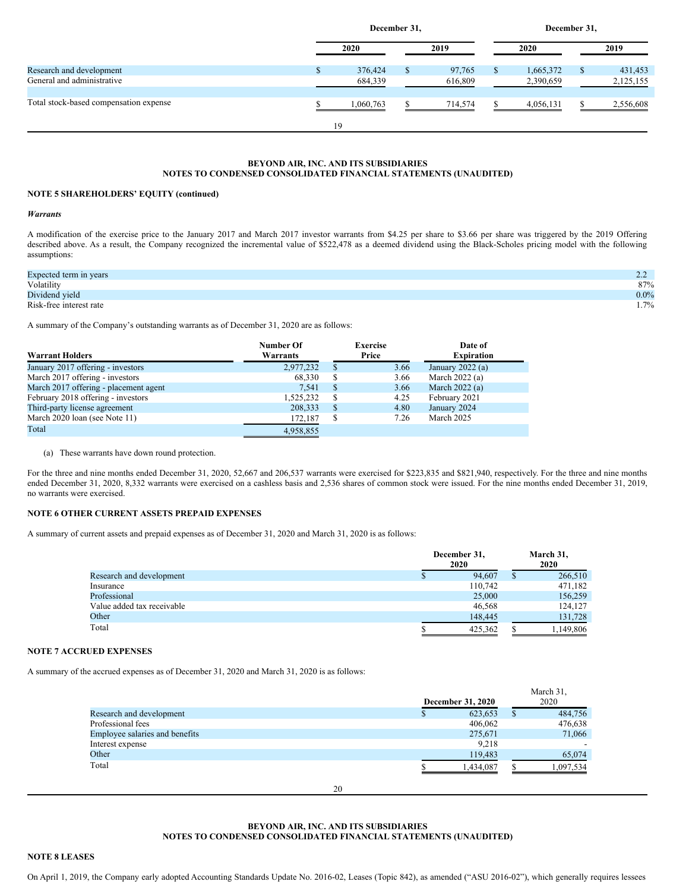| | December 31, | | December 31, | |
|---|---|---|---|---|
| | 2020 | 2019 | 2020 | 2019 |
| Research and development | $ 376,424 | $ 97,765 | $ 1,665,372 | $ 431,453 |
| General and administrative | 684,339 | 616,809 | 2,390,659 | 2,125,155 |
| Total stock-based compensation expense | $ 1,060,763 | $ 714,574 | $ 4,056,131 | $ 2,556,608 |

**BEYOND AIR, INC. AND ITS SUBSIDIARIES**
**NOTES TO CONDENSED CONSOLIDATED FINANCIAL STATEMENTS (UNAUDITED)**

**NOTE 5 SHAREHOLDERS' EQUITY (continued)**

***Warrants***

A modification of the exercise price to the January 2017 and March 2017 investor warrants from $4.25 per share to $3.66 per share was triggered by the 2019 Offering described above. As a result, the Company recognized the incremental value of $522,478 as a deemed dividend using the Black-Scholes pricing model with the following assumptions:

| | |
|---|---|
| Expected term in years | 2.2 |
| Volatility | 87% |
| Dividend yield | 0.0% |
| Risk-free interest rate | 1.7% |

A summary of the Company's outstanding warrants as of December 31, 2020 are as follows:

| Warrant Holders | Number Of Warrants | Exercise Price | Date of Expiration |
|---|---|---|---|
| January 2017 offering - investors | 2,977,232 | $ 3.66 | January 2022 (a) |
| March 2017 offering - investors | 68,330 | $ 3.66 | March 2022 (a) |
| March 2017 offering - placement agent | 7,541 | $ 3.66 | March 2022 (a) |
| February 2018 offering - investors | 1,525,232 | $ 4.25 | February 2021 |
| Third-party license agreement | 208,333 | $ 4.80 | January 2024 |
| March 2020 loan (see Note 11) | 172,187 | $ 7.26 | March 2025 |
| Total | 4,958,855 | | |

(a) These warrants have down round protection.

For the three and nine months ended December 31, 2020, 52,667 and 206,537 warrants were exercised for $223,835 and $821,940, respectively. For the three and nine months ended December 31, 2020, 8,332 warrants were exercised on a cashless basis and 2,536 shares of common stock were issued. For the nine months ended December 31, 2019, no warrants were exercised.

**NOTE 6 OTHER CURRENT ASSETS PREPAID EXPENSES**

A summary of current assets and prepaid expenses as of December 31, 2020 and March 31, 2020 is as follows:

| | December 31, 2020 | March 31, 2020 |
|---|---|---|
| Research and development | $ 94,607 | $ 266,510 |
| Insurance | 110,742 | 471,182 |
| Professional | 25,000 | 156,259 |
| Value added tax receivable | 46,568 | 124,127 |
| Other | 148,445 | 131,728 |
| Total | $ 425,362 | $ 1,149,806 |

**NOTE 7 ACCRUED EXPENSES**

A summary of the accrued expenses as of December 31, 2020 and March 31, 2020 is as follows:

| | December 31, 2020 | March 31, 2020 |
|---|---|---|
| Research and development | $ 623,653 | $ 484,756 |
| Professional fees | 406,062 | 476,638 |
| Employee salaries and benefits | 275,671 | 71,066 |
| Interest expense | 9,218 | - |
| Other | 119,483 | 65,074 |
| Total | $ 1,434,087 | $ 1,097,534 |

**BEYOND AIR, INC. AND ITS SUBSIDIARIES**
**NOTES TO CONDENSED CONSOLIDATED FINANCIAL STATEMENTS (UNAUDITED)**

**NOTE 8 LEASES**

On April 1, 2019, the Company early adopted Accounting Standards Update No. 2016-02, Leases (Topic 842), as amended ("ASU 2016-02"), which generally requires lessees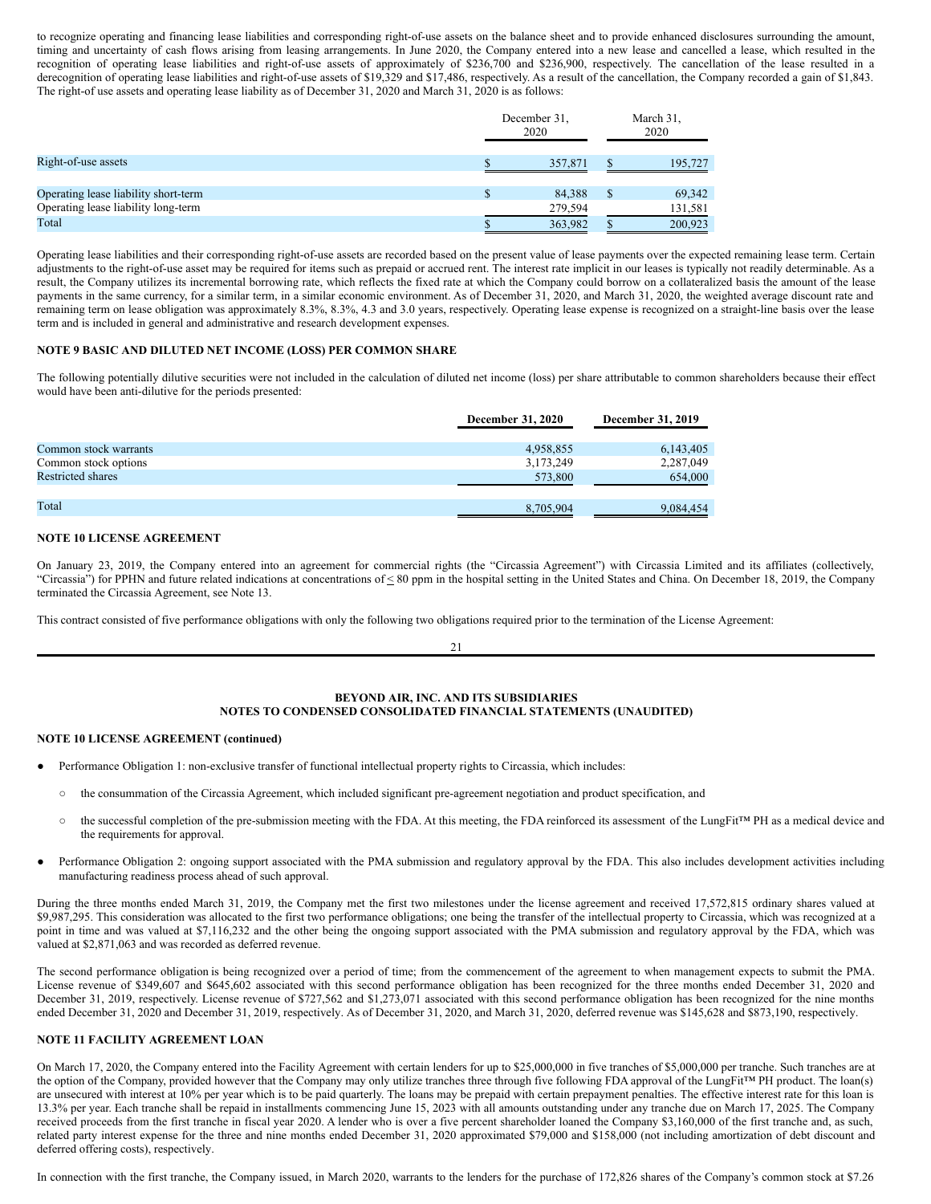to recognize operating and financing lease liabilities and corresponding right-of-use assets on the balance sheet and to provide enhanced disclosures surrounding the amount, timing and uncertainty of cash flows arising from leasing arrangements. In June 2020, the Company entered into a new lease and cancelled a lease, which resulted in the recognition of operating lease liabilities and right-of-use assets of approximately of $236,700 and $236,900, respectively. The cancellation of the lease resulted in a derecognition of operating lease liabilities and right-of-use assets of $19,329 and $17,486, respectively. As a result of the cancellation, the Company recorded a gain of $1,843. The right-of use assets and operating lease liability as of December 31, 2020 and March 31, 2020 is as follows:

| | December 31, 2020 | March 31, 2020 |
|---|---|---|
| Right-of-use assets | $ 357,871 | $ 195,727 |
| | | |
| Operating lease liability short-term | $ 84,388 | $ 69,342 |
| Operating lease liability long-term | 279,594 | 131,581 |
| Total | $ 363,982 | $ 200,923 |

Operating lease liabilities and their corresponding right-of-use assets are recorded based on the present value of lease payments over the expected remaining lease term. Certain adjustments to the right-of-use asset may be required for items such as prepaid or accrued rent. The interest rate implicit in our leases is typically not readily determinable. As a result, the Company utilizes its incremental borrowing rate, which reflects the fixed rate at which the Company could borrow on a collateralized basis the amount of the lease payments in the same currency, for a similar term, in a similar economic environment. As of December 31, 2020, and March 31, 2020, the weighted average discount rate and remaining term on lease obligation was approximately 8.3%, 8.3%, 4.3 and 3.0 years, respectively. Operating lease expense is recognized on a straight-line basis over the lease term and is included in general and administrative and research development expenses.

## NOTE 9 BASIC AND DILUTED NET INCOME (LOSS) PER COMMON SHARE

The following potentially dilutive securities were not included in the calculation of diluted net income (loss) per share attributable to common shareholders because their effect would have been anti-dilutive for the periods presented:

| | December 31, 2020 | December 31, 2019 |
|---|---|---|
| Common stock warrants | 4,958,855 | 6,143,405 |
| Common stock options | 3,173,249 | 2,287,049 |
| Restricted shares | 573,800 | 654,000 |
| | | |
| Total | 8,705,904 | 9,084,454 |

## NOTE 10 LICENSE AGREEMENT

On January 23, 2019, the Company entered into an agreement for commercial rights (the "Circassia Agreement") with Circassia Limited and its affiliates (collectively, "Circassia") for PPHN and future related indications at concentrations of ≤ 80 ppm in the hospital setting in the United States and China. On December 18, 2019, the Company terminated the Circassia Agreement, see Note 13.

This contract consisted of five performance obligations with only the following two obligations required prior to the termination of the License Agreement:

**BEYOND AIR, INC. AND ITS SUBSIDIARIES**
**NOTES TO CONDENSED CONSOLIDATED FINANCIAL STATEMENTS (UNAUDITED)**

## NOTE 10 LICENSE AGREEMENT (continued)

- Performance Obligation 1: non-exclusive transfer of functional intellectual property rights to Circassia, which includes:
  - the consummation of the Circassia Agreement, which included significant pre-agreement negotiation and product specification, and
  - the successful completion of the pre-submission meeting with the FDA. At this meeting, the FDA reinforced its assessment of the LungFit™ PH as a medical device and the requirements for approval.
- Performance Obligation 2: ongoing support associated with the PMA submission and regulatory approval by the FDA. This also includes development activities including manufacturing readiness process ahead of such approval.

During the three months ended March 31, 2019, the Company met the first two milestones under the license agreement and received 17,572,815 ordinary shares valued at $9,987,295. This consideration was allocated to the first two performance obligations; one being the transfer of the intellectual property to Circassia, which was recognized at a point in time and was valued at $7,116,232 and the other being the ongoing support associated with the PMA submission and regulatory approval by the FDA, which was valued at $2,871,063 and was recorded as deferred revenue.

The second performance obligation is being recognized over a period of time; from the commencement of the agreement to when management expects to submit the PMA. License revenue of $349,607 and $645,602 associated with this second performance obligation has been recognized for the three months ended December 31, 2020 and December 31, 2019, respectively. License revenue of $727,562 and $1,273,071 associated with this second performance obligation has been recognized for the nine months ended December 31, 2020 and December 31, 2019, respectively. As of December 31, 2020, and March 31, 2020, deferred revenue was $145,628 and $873,190, respectively.

## NOTE 11 FACILITY AGREEMENT LOAN

On March 17, 2020, the Company entered into the Facility Agreement with certain lenders for up to $25,000,000 in five tranches of $5,000,000 per tranche. Such tranches are at the option of the Company, provided however that the Company may only utilize tranches three through five following FDA approval of the LungFit™ PH product. The loan(s) are unsecured with interest at 10% per year which is to be paid quarterly. The loans may be prepaid with certain prepayment penalties. The effective interest rate for this loan is 13.3% per year. Each tranche shall be repaid in installments commencing June 15, 2023 with all amounts outstanding under any tranche due on March 17, 2025. The Company received proceeds from the first tranche in fiscal year 2020. A lender who is over a five percent shareholder loaned the Company $3,160,000 of the first tranche and, as such, related party interest expense for the three and nine months ended December 31, 2020 approximated $79,000 and $158,000 (not including amortization of debt discount and deferred offering costs), respectively.

In connection with the first tranche, the Company issued, in March 2020, warrants to the lenders for the purchase of 172,826 shares of the Company's common stock at $7.26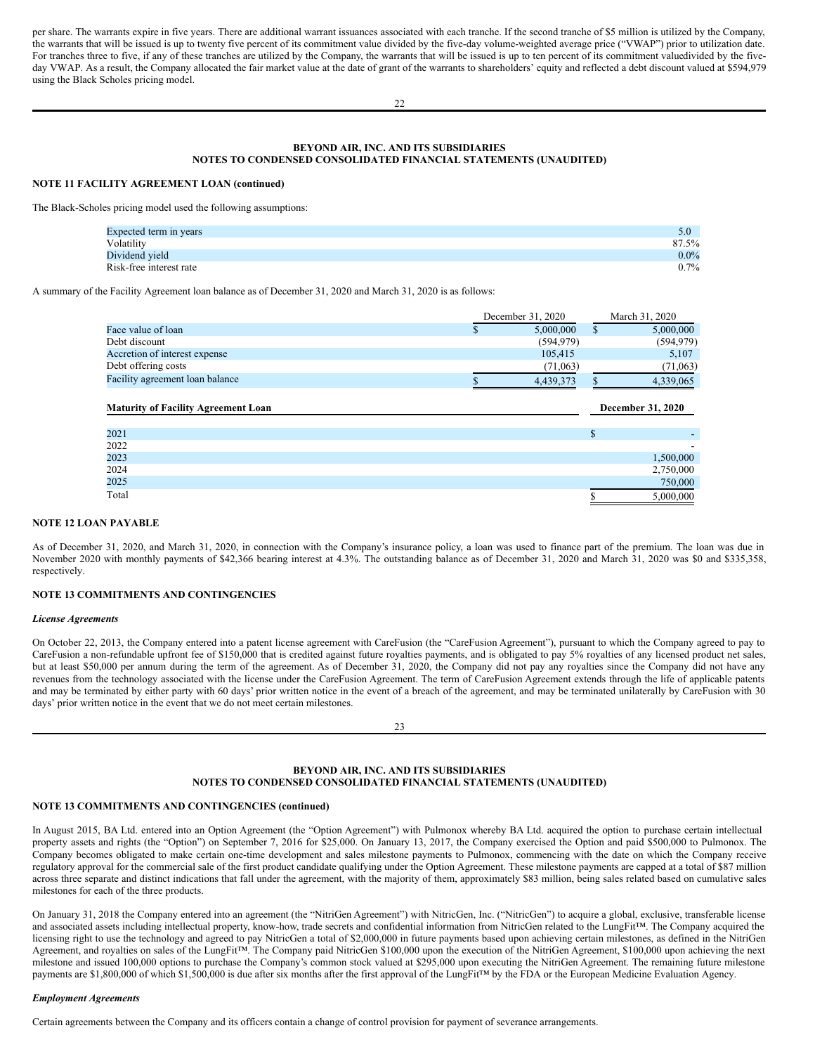per share. The warrants expire in five years. There are additional warrant issuances associated with each tranche. If the second tranche of $5 million is utilized by the Company, the warrants that will be issued is up to twenty five percent of its commitment value divided by the five-day volume-weighted average price ("VWAP") prior to utilization date. For tranches three to five, if any of these tranches are utilized by the Company, the warrants that will be issued is up to ten percent of its commitment valuedivided by the five-day VWAP. As a result, the Company allocated the fair market value at the date of grant of the warrants to shareholders' equity and reflected a debt discount valued at $594,979 using the Black Scholes pricing model.

**BEYOND AIR, INC. AND ITS SUBSIDIARIES**
**NOTES TO CONDENSED CONSOLIDATED FINANCIAL STATEMENTS (UNAUDITED)**

**NOTE 11 FACILITY AGREEMENT LOAN (continued)**

The Black-Scholes pricing model used the following assumptions:

| | |
|---|---|
| Expected term in years | 5.0 |
| Volatility | 87.5% |
| Dividend yield | 0.0% |
| Risk-free interest rate | 0.7% |

A summary of the Facility Agreement loan balance as of December 31, 2020 and March 31, 2020 is as follows:

| | December 31, 2020 | March 31, 2020 |
|---|---|---|
| Face value of loan | $ 5,000,000 | $ 5,000,000 |
| Debt discount | (594,979) | (594,979) |
| Accretion of interest expense | 105,415 | 5,107 |
| Debt offering costs | (71,063) | (71,063) |
| Facility agreement loan balance | $ 4,439,373 | $ 4,339,065 |

| **Maturity of Facility Agreement Loan** | **December 31, 2020** |
|---|---|
| 2021 | $ - |
| 2022 | - |
| 2023 | 1,500,000 |
| 2024 | 2,750,000 |
| 2025 | 750,000 |
| Total | $ 5,000,000 |

**NOTE 12 LOAN PAYABLE**

As of December 31, 2020, and March 31, 2020, in connection with the Company's insurance policy, a loan was used to finance part of the premium. The loan was due in November 2020 with monthly payments of $42,366 bearing interest at 4.3%. The outstanding balance as of December 31, 2020 and March 31, 2020 was $0 and $335,358, respectively.

**NOTE 13 COMMITMENTS AND CONTINGENCIES**

***License Agreements***

On October 22, 2013, the Company entered into a patent license agreement with CareFusion (the "CareFusion Agreement"), pursuant to which the Company agreed to pay to CareFusion a non-refundable upfront fee of $150,000 that is credited against future royalties payments, and is obligated to pay 5% royalties of any licensed product net sales, but at least $50,000 per annum during the term of the agreement. As of December 31, 2020, the Company did not pay any royalties since the Company did not have any revenues from the technology associated with the license under the CareFusion Agreement. The term of CareFusion Agreement extends through the life of applicable patents and may be terminated by either party with 60 days' prior written notice in the event of a breach of the agreement, and may be terminated unilaterally by CareFusion with 30 days' prior written notice in the event that we do not meet certain milestones.

**BEYOND AIR, INC. AND ITS SUBSIDIARIES**
**NOTES TO CONDENSED CONSOLIDATED FINANCIAL STATEMENTS (UNAUDITED)**

**NOTE 13 COMMITMENTS AND CONTINGENCIES (continued)**

In August 2015, BA Ltd. entered into an Option Agreement (the "Option Agreement") with Pulmonox whereby BA Ltd. acquired the option to purchase certain intellectual property assets and rights (the "Option") on September 7, 2016 for $25,000. On January 13, 2017, the Company exercised the Option and paid $500,000 to Pulmonox. The Company becomes obligated to make certain one-time development and sales milestone payments to Pulmonox, commencing with the date on which the Company receive regulatory approval for the commercial sale of the first product candidate qualifying under the Option Agreement. These milestone payments are capped at a total of $87 million across three separate and distinct indications that fall under the agreement, with the majority of them, approximately $83 million, being sales related based on cumulative sales milestones for each of the three products.

On January 31, 2018 the Company entered into an agreement (the "NitriGen Agreement") with NitricGen, Inc. ("NitricGen") to acquire a global, exclusive, transferable license and associated assets including intellectual property, know-how, trade secrets and confidential information from NitricGen related to the LungFit™. The Company acquired the licensing right to use the technology and agreed to pay NitricGen a total of $2,000,000 in future payments based upon achieving certain milestones, as defined in the NitriGen Agreement, and royalties on sales of the LungFit™. The Company paid NitricGen $100,000 upon the execution of the NitriGen Agreement, $100,000 upon achieving the next milestone and issued 100,000 options to purchase the Company's common stock valued at $295,000 upon executing the NitriGen Agreement. The remaining future milestone payments are $1,800,000 of which $1,500,000 is due after six months after the first approval of the LungFit™ by the FDA or the European Medicine Evaluation Agency.

***Employment Agreements***

Certain agreements between the Company and its officers contain a change of control provision for payment of severance arrangements.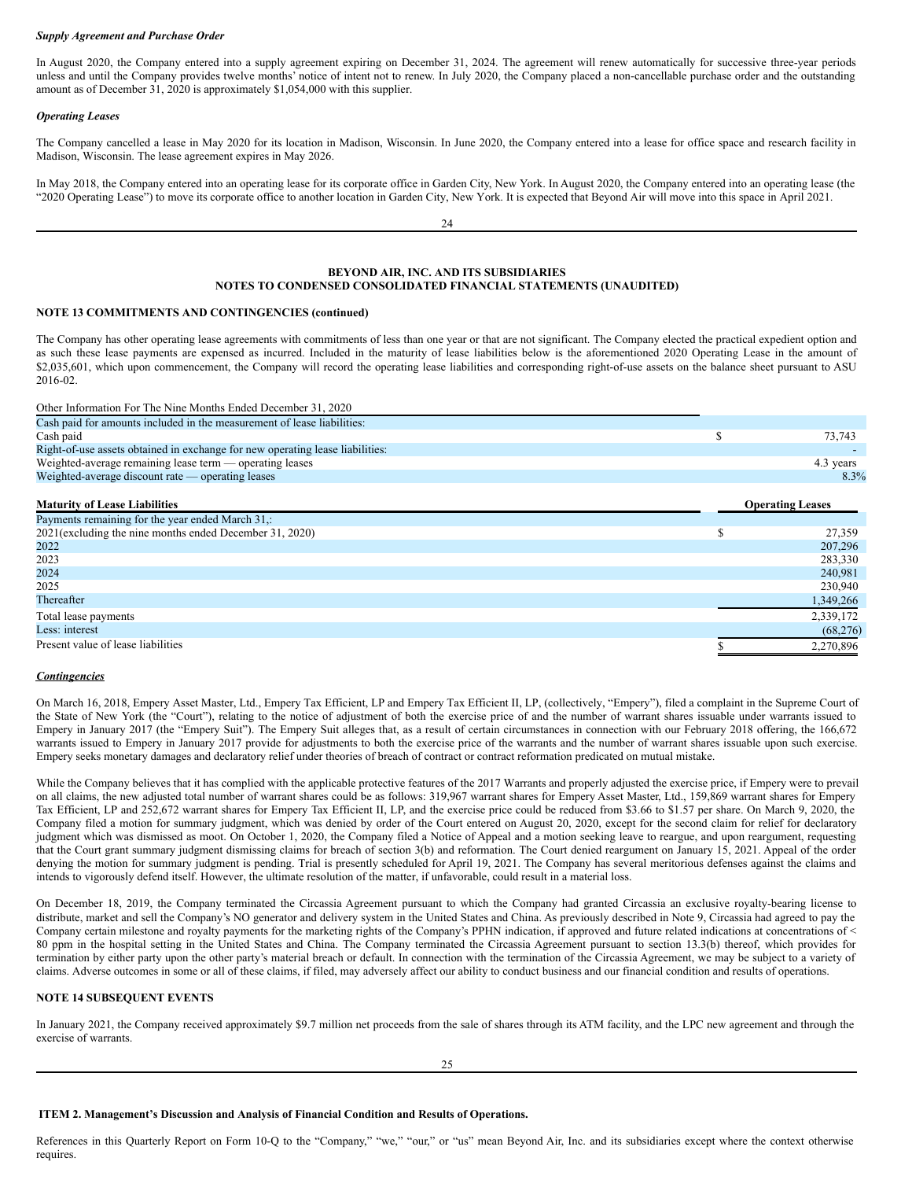***Supply Agreement and Purchase Order***

In August 2020, the Company entered into a supply agreement expiring on December 31, 2024. The agreement will renew automatically for successive three-year periods unless and until the Company provides twelve months' notice of intent not to renew. In July 2020, the Company placed a non-cancellable purchase order and the outstanding amount as of December 31, 2020 is approximately $1,054,000 with this supplier.

***Operating Leases***

The Company cancelled a lease in May 2020 for its location in Madison, Wisconsin. In June 2020, the Company entered into a lease for office space and research facility in Madison, Wisconsin. The lease agreement expires in May 2026.

In May 2018, the Company entered into an operating lease for its corporate office in Garden City, New York. In August 2020, the Company entered into an operating lease (the "2020 Operating Lease") to move its corporate office to another location in Garden City, New York. It is expected that Beyond Air will move into this space in April 2021.

**BEYOND AIR, INC. AND ITS SUBSIDIARIES**
**NOTES TO CONDENSED CONSOLIDATED FINANCIAL STATEMENTS (UNAUDITED)**

**NOTE 13 COMMITMENTS AND CONTINGENCIES (continued)**

The Company has other operating lease agreements with commitments of less than one year or that are not significant. The Company elected the practical expedient option and as such these lease payments are expensed as incurred. Included in the maturity of lease liabilities below is the aforementioned 2020 Operating Lease in the amount of $2,035,601, which upon commencement, the Company will record the operating lease liabilities and corresponding right-of-use assets on the balance sheet pursuant to ASU 2016-02.

| Other Information For The Nine Months Ended December 31, 2020 | |
|---|---|
| Cash paid for amounts included in the measurement of lease liabilities: | |
| Cash paid | $ 73,743 |
| Right-of-use assets obtained in exchange for new operating lease liabilities: | - |
| Weighted-average remaining lease term — operating leases | 4.3 years |
| Weighted-average discount rate — operating leases | 8.3% |

| **Maturity of Lease Liabilities** | **Operating Leases** |
|---|---|
| Payments remaining for the year ended March 31,: | |
| 2021(excluding the nine months ended December 31, 2020) | $ 27,359 |
| 2022 | 207,296 |
| 2023 | 283,330 |
| 2024 | 240,981 |
| 2025 | 230,940 |
| Thereafter | 1,349,266 |
| Total lease payments | 2,339,172 |
| Less: interest | (68,276) |
| Present value of lease liabilities | $ 2,270,896 |

***Contingencies***

On March 16, 2018, Empery Asset Master, Ltd., Empery Tax Efficient, LP and Empery Tax Efficient II, LP, (collectively, "Empery"), filed a complaint in the Supreme Court of the State of New York (the "Court"), relating to the notice of adjustment of both the exercise price of and the number of warrant shares issuable under warrants issued to Empery in January 2017 (the "Empery Suit"). The Empery Suit alleges that, as a result of certain circumstances in connection with our February 2018 offering, the 166,672 warrants issued to Empery in January 2017 provide for adjustments to both the exercise price of the warrants and the number of warrant shares issuable upon such exercise. Empery seeks monetary damages and declaratory relief under theories of breach of contract or contract reformation predicated on mutual mistake.

While the Company believes that it has complied with the applicable protective features of the 2017 Warrants and properly adjusted the exercise price, if Empery were to prevail on all claims, the new adjusted total number of warrant shares could be as follows: 319,967 warrant shares for Empery Asset Master, Ltd., 159,869 warrant shares for Empery Tax Efficient, LP and 252,672 warrant shares for Empery Tax Efficient II, LP, and the exercise price could be reduced from $3.66 to $1.57 per share. On March 9, 2020, the Company filed a motion for summary judgment, which was denied by order of the Court entered on August 20, 2020, except for the second claim for relief for declaratory judgment which was dismissed as moot. On October 1, 2020, the Company filed a Notice of Appeal and a motion seeking leave to reargue, and upon reargument, requesting that the Court grant summary judgment dismissing claims for breach of section 3(b) and reformation. The Court denied reargument on January 15, 2021. Appeal of the order denying the motion for summary judgment is pending. Trial is presently scheduled for April 19, 2021. The Company has several meritorious defenses against the claims and intends to vigorously defend itself. However, the ultimate resolution of the matter, if unfavorable, could result in a material loss.

On December 18, 2019, the Company terminated the Circassia Agreement pursuant to which the Company had granted Circassia an exclusive royalty-bearing license to distribute, market and sell the Company's NO generator and delivery system in the United States and China. As previously described in Note 9, Circassia had agreed to pay the Company certain milestone and royalty payments for the marketing rights of the Company's PPHN indication, if approved and future related indications at concentrations of < 80 ppm in the hospital setting in the United States and China. The Company terminated the Circassia Agreement pursuant to section 13.3(b) thereof, which provides for termination by either party upon the other party's material breach or default. In connection with the termination of the Circassia Agreement, we may be subject to a variety of claims. Adverse outcomes in some or all of these claims, if filed, may adversely affect our ability to conduct business and our financial condition and results of operations.

**NOTE 14 SUBSEQUENT EVENTS**

In January 2021, the Company received approximately $9.7 million net proceeds from the sale of shares through its ATM facility, and the LPC new agreement and through the exercise of warrants.

**ITEM 2. Management's Discussion and Analysis of Financial Condition and Results of Operations.**

References in this Quarterly Report on Form 10-Q to the "Company," "we," "our," or "us" mean Beyond Air, Inc. and its subsidiaries except where the context otherwise requires.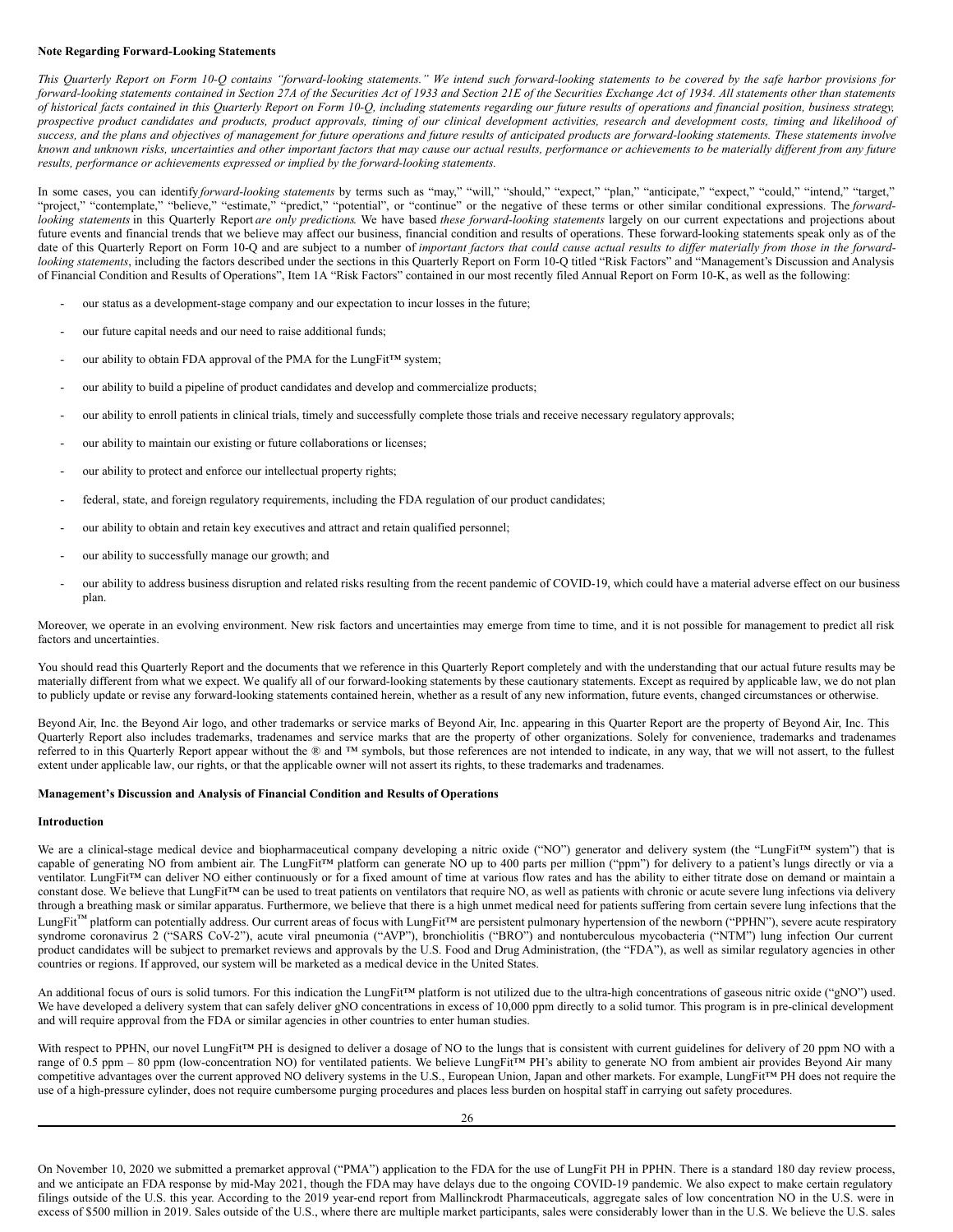**Note Regarding Forward-Looking Statements**

*This Quarterly Report on Form 10-Q contains "forward-looking statements." We intend such forward-looking statements to be covered by the safe harbor provisions for forward-looking statements contained in Section 27A of the Securities Act of 1933 and Section 21E of the Securities Exchange Act of 1934. All statements other than statements of historical facts contained in this Quarterly Report on Form 10-Q, including statements regarding our future results of operations and financial position, business strategy, prospective product candidates and products, product approvals, timing of our clinical development activities, research and development costs, timing and likelihood of success, and the plans and objectives of management for future operations and future results of anticipated products are forward-looking statements. These statements involve known and unknown risks, uncertainties and other important factors that may cause our actual results, performance or achievements to be materially different from any future results, performance or achievements expressed or implied by the forward-looking statements.*

In some cases, you can identify *forward-looking statements* by terms such as "may," "will," "should," "expect," "plan," "anticipate," "expect," "could," "intend," "target," "project," "contemplate," "believe," "estimate," "predict," "potential", or "continue" or the negative of these terms or other similar conditional expressions. The *forward-looking statements* in this Quarterly Report *are only predictions*. We have based *these forward-looking statements* largely on our current expectations and projections about future events and financial trends that we believe may affect our business, financial condition and results of operations. These forward-looking statements speak only as of the date of this Quarterly Report on Form 10-Q and are subject to a number of *important factors that could cause actual results to differ materially from those in the forward-looking statements*, including the factors described under the sections in this Quarterly Report on Form 10-Q titled "Risk Factors" and "Management's Discussion and Analysis of Financial Condition and Results of Operations", Item 1A "Risk Factors" contained in our most recently filed Annual Report on Form 10-K, as well as the following:

- our status as a development-stage company and our expectation to incur losses in the future;
- our future capital needs and our need to raise additional funds;
- our ability to obtain FDA approval of the PMA for the LungFit™ system;
- our ability to build a pipeline of product candidates and develop and commercialize products;
- our ability to enroll patients in clinical trials, timely and successfully complete those trials and receive necessary regulatory approvals;
- our ability to maintain our existing or future collaborations or licenses;
- our ability to protect and enforce our intellectual property rights;
- federal, state, and foreign regulatory requirements, including the FDA regulation of our product candidates;
- our ability to obtain and retain key executives and attract and retain qualified personnel;
- our ability to successfully manage our growth; and
- our ability to address business disruption and related risks resulting from the recent pandemic of COVID-19, which could have a material adverse effect on our business plan.

Moreover, we operate in an evolving environment. New risk factors and uncertainties may emerge from time to time, and it is not possible for management to predict all risk factors and uncertainties.

You should read this Quarterly Report and the documents that we reference in this Quarterly Report completely and with the understanding that our actual future results may be materially different from what we expect. We qualify all of our forward-looking statements by these cautionary statements. Except as required by applicable law, we do not plan to publicly update or revise any forward-looking statements contained herein, whether as a result of any new information, future events, changed circumstances or otherwise.

Beyond Air, Inc. the Beyond Air logo, and other trademarks or service marks of Beyond Air, Inc. appearing in this Quarter Report are the property of Beyond Air, Inc. This Quarterly Report also includes trademarks, tradenames and service marks that are the property of other organizations. Solely for convenience, trademarks and tradenames referred to in this Quarterly Report appear without the ® and ™ symbols, but those references are not intended to indicate, in any way, that we will not assert, to the fullest extent under applicable law, our rights, or that the applicable owner will not assert its rights, to these trademarks and tradenames.

**Management's Discussion and Analysis of Financial Condition and Results of Operations**

**Introduction**

We are a clinical-stage medical device and biopharmaceutical company developing a nitric oxide ("NO") generator and delivery system (the "LungFit™ system") that is capable of generating NO from ambient air. The LungFit™ platform can generate NO up to 400 parts per million ("ppm") for delivery to a patient's lungs directly or via a ventilator. LungFit™ can deliver NO either continuously or for a fixed amount of time at various flow rates and has the ability to either titrate dose on demand or maintain a constant dose. We believe that LungFit™ can be used to treat patients on ventilators that require NO, as well as patients with chronic or acute severe lung infections via delivery through a breathing mask or similar apparatus. Furthermore, we believe that there is a high unmet medical need for patients suffering from certain severe lung infections that the LungFit™ platform can potentially address. Our current areas of focus with LungFit™ are persistent pulmonary hypertension of the newborn ("PPHN"), severe acute respiratory syndrome coronavirus 2 ("SARS CoV-2"), acute viral pneumonia ("AVP"), bronchiolitis ("BRO") and nontuberculous mycobacteria ("NTM") lung infection Our current product candidates will be subject to premarket reviews and approvals by the U.S. Food and Drug Administration, (the "FDA"), as well as similar regulatory agencies in other countries or regions. If approved, our system will be marketed as a medical device in the United States.

An additional focus of ours is solid tumors. For this indication the LungFit™ platform is not utilized due to the ultra-high concentrations of gaseous nitric oxide ("gNO") used. We have developed a delivery system that can safely deliver gNO concentrations in excess of 10,000 ppm directly to a solid tumor. This program is in pre-clinical development and will require approval from the FDA or similar agencies in other countries to enter human studies.

With respect to PPHN, our novel LungFit™ PH is designed to deliver a dosage of NO to the lungs that is consistent with current guidelines for delivery of 20 ppm NO with a range of 0.5 ppm – 80 ppm (low-concentration NO) for ventilated patients. We believe LungFit™ PH's ability to generate NO from ambient air provides Beyond Air many competitive advantages over the current approved NO delivery systems in the U.S., European Union, Japan and other markets. For example, LungFit™ PH does not require the use of a high-pressure cylinder, does not require cumbersome purging procedures and places less burden on hospital staff in carrying out safety procedures.

On November 10, 2020 we submitted a premarket approval ("PMA") application to the FDA for the use of LungFit PH in PPHN. There is a standard 180 day review process, and we anticipate an FDA response by mid-May 2021, though the FDA may have delays due to the ongoing COVID-19 pandemic. We also expect to make certain regulatory filings outside of the U.S. this year. According to the 2019 year-end report from Mallinckrodt Pharmaceuticals, aggregate sales of low concentration NO in the U.S. were in excess of $500 million in 2019. Sales outside of the U.S., where there are multiple market participants, sales were considerably lower than in the U.S. We believe the U.S. sales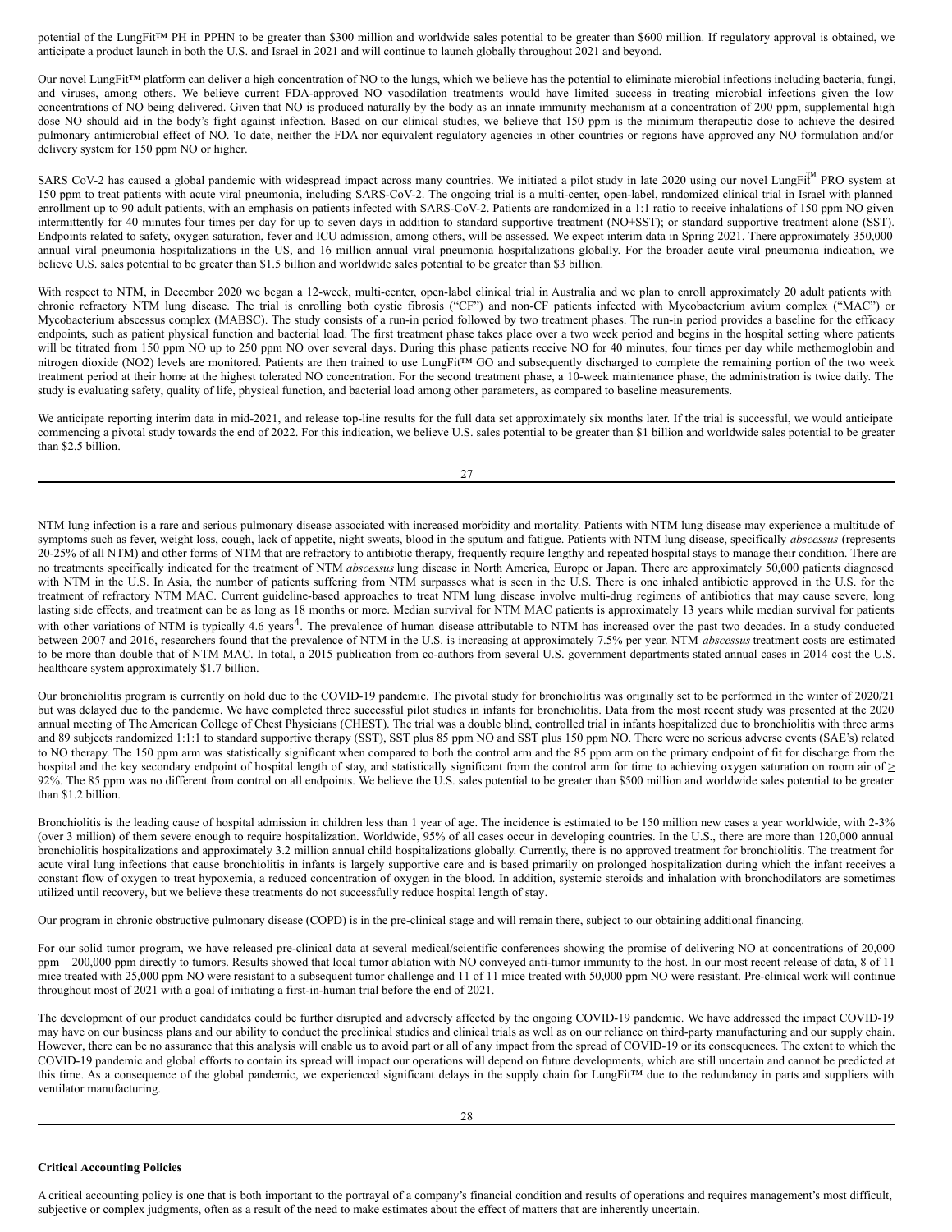potential of the LungFit™ PH in PPHN to be greater than $300 million and worldwide sales potential to be greater than $600 million. If regulatory approval is obtained, we anticipate a product launch in both the U.S. and Israel in 2021 and will continue to launch globally throughout 2021 and beyond.

Our novel LungFit™ platform can deliver a high concentration of NO to the lungs, which we believe has the potential to eliminate microbial infections including bacteria, fungi, and viruses, among others. We believe current FDA-approved NO vasodilation treatments would have limited success in treating microbial infections given the low concentrations of NO being delivered. Given that NO is produced naturally by the body as an innate immunity mechanism at a concentration of 200 ppm, supplemental high dose NO should aid in the body's fight against infection. Based on our clinical studies, we believe that 150 ppm is the minimum therapeutic dose to achieve the desired pulmonary antimicrobial effect of NO. To date, neither the FDA nor equivalent regulatory agencies in other countries or regions have approved any NO formulation and/or delivery system for 150 ppm NO or higher.

SARS CoV-2 has caused a global pandemic with widespread impact across many countries. We initiated a pilot study in late 2020 using our novel LungFit™ PRO system at 150 ppm to treat patients with acute viral pneumonia, including SARS-CoV-2. The ongoing trial is a multi-center, open-label, randomized clinical trial in Israel with planned enrollment up to 90 adult patients, with an emphasis on patients infected with SARS-CoV-2. Patients are randomized in a 1:1 ratio to receive inhalations of 150 ppm NO given intermittently for 40 minutes four times per day for up to seven days in addition to standard supportive treatment (NO+SST); or standard supportive treatment alone (SST). Endpoints related to safety, oxygen saturation, fever and ICU admission, among others, will be assessed. We expect interim data in Spring 2021. There approximately 350,000 annual viral pneumonia hospitalizations in the US, and 16 million annual viral pneumonia hospitalizations globally. For the broader acute viral pneumonia indication, we believe U.S. sales potential to be greater than $1.5 billion and worldwide sales potential to be greater than $3 billion.

With respect to NTM, in December 2020 we began a 12-week, multi-center, open-label clinical trial in Australia and we plan to enroll approximately 20 adult patients with chronic refractory NTM lung disease. The trial is enrolling both cystic fibrosis ("CF") and non-CF patients infected with Mycobacterium avium complex ("MAC") or Mycobacterium abscessus complex (MABSC). The study consists of a run-in period followed by two treatment phases. The run-in period provides a baseline for the efficacy endpoints, such as patient physical function and bacterial load. The first treatment phase takes place over a two week period and begins in the hospital setting where patients will be titrated from 150 ppm NO up to 250 ppm NO over several days. During this phase patients receive NO for 40 minutes, four times per day while methemoglobin and nitrogen dioxide (NO2) levels are monitored. Patients are then trained to use LungFit™ GO and subsequently discharged to complete the remaining portion of the two week treatment period at their home at the highest tolerated NO concentration. For the second treatment phase, a 10-week maintenance phase, the administration is twice daily. The study is evaluating safety, quality of life, physical function, and bacterial load among other parameters, as compared to baseline measurements.

We anticipate reporting interim data in mid-2021, and release top-line results for the full data set approximately six months later. If the trial is successful, we would anticipate commencing a pivotal study towards the end of 2022. For this indication, we believe U.S. sales potential to be greater than $1 billion and worldwide sales potential to be greater than $2.5 billion.

NTM lung infection is a rare and serious pulmonary disease associated with increased morbidity and mortality. Patients with NTM lung disease may experience a multitude of symptoms such as fever, weight loss, cough, lack of appetite, night sweats, blood in the sputum and fatigue. Patients with NTM lung disease, specifically *abscessus* (represents 20-25% of all NTM) and other forms of NTM that are refractory to antibiotic therapy, frequently require lengthy and repeated hospital stays to manage their condition. There are no treatments specifically indicated for the treatment of NTM *abscessus* lung disease in North America, Europe or Japan. There are approximately 50,000 patients diagnosed with NTM in the U.S. In Asia, the number of patients suffering from NTM surpasses what is seen in the U.S. There is one inhaled antibiotic approved in the U.S. for the treatment of refractory NTM MAC. Current guideline-based approaches to treat NTM lung disease involve multi-drug regimens of antibiotics that may cause severe, long lasting side effects, and treatment can be as long as 18 months or more. Median survival for NTM MAC patients is approximately 13 years while median survival for patients with other variations of NTM is typically 4.6 years[4]. The prevalence of human disease attributable to NTM has increased over the past two decades. In a study conducted between 2007 and 2016, researchers found that the prevalence of NTM in the U.S. is increasing at approximately 7.5% per year. NTM *abscessus* treatment costs are estimated to be more than double that of NTM MAC. In total, a 2015 publication from co-authors from several U.S. government departments stated annual cases in 2014 cost the U.S. healthcare system approximately $1.7 billion.

Our bronchiolitis program is currently on hold due to the COVID-19 pandemic. The pivotal study for bronchiolitis was originally set to be performed in the winter of 2020/21 but was delayed due to the pandemic. We have completed three successful pilot studies in infants for bronchiolitis. Data from the most recent study was presented at the 2020 annual meeting of The American College of Chest Physicians (CHEST). The trial was a double blind, controlled trial in infants hospitalized due to bronchiolitis with three arms and 89 subjects randomized 1:1:1 to standard supportive therapy (SST), SST plus 85 ppm NO and SST plus 150 ppm NO. There were no serious adverse events (SAE's) related to NO therapy. The 150 ppm arm was statistically significant when compared to both the control arm and the 85 ppm arm on the primary endpoint of fit for discharge from the hospital and the key secondary endpoint of hospital length of stay, and statistically significant from the control arm for time to achieving oxygen saturation on room air of ≥ 92%. The 85 ppm was no different from control on all endpoints. We believe the U.S. sales potential to be greater than $500 million and worldwide sales potential to be greater than $1.2 billion.

Bronchiolitis is the leading cause of hospital admission in children less than 1 year of age. The incidence is estimated to be 150 million new cases a year worldwide, with 2-3% (over 3 million) of them severe enough to require hospitalization. Worldwide, 95% of all cases occur in developing countries. In the U.S., there are more than 120,000 annual bronchiolitis hospitalizations and approximately 3.2 million annual child hospitalizations globally. Currently, there is no approved treatment for bronchiolitis. The treatment for acute viral lung infections that cause bronchiolitis in infants is largely supportive care and is based primarily on prolonged hospitalization during which the infant receives a constant flow of oxygen to treat hypoxemia, a reduced concentration of oxygen in the blood. In addition, systemic steroids and inhalation with bronchodilators are sometimes utilized until recovery, but we believe these treatments do not successfully reduce hospital length of stay.

Our program in chronic obstructive pulmonary disease (COPD) is in the pre-clinical stage and will remain there, subject to our obtaining additional financing.

For our solid tumor program, we have released pre-clinical data at several medical/scientific conferences showing the promise of delivering NO at concentrations of 20,000 ppm – 200,000 ppm directly to tumors. Results showed that local tumor ablation with NO conveyed anti-tumor immunity to the host. In our most recent release of data, 8 of 11 mice treated with 25,000 ppm NO were resistant to a subsequent tumor challenge and 11 of 11 mice treated with 50,000 ppm NO were resistant. Pre-clinical work will continue throughout most of 2021 with a goal of initiating a first-in-human trial before the end of 2021.

The development of our product candidates could be further disrupted and adversely affected by the ongoing COVID-19 pandemic. We have addressed the impact COVID-19 may have on our business plans and our ability to conduct the preclinical studies and clinical trials as well as on our reliance on third-party manufacturing and our supply chain. However, there can be no assurance that this analysis will enable us to avoid part or all of any impact from the spread of COVID-19 or its consequences. The extent to which the COVID-19 pandemic and global efforts to contain its spread will impact our operations will depend on future developments, which are still uncertain and cannot be predicted at this time. As a consequence of the global pandemic, we experienced significant delays in the supply chain for LungFit™ due to the redundancy in parts and suppliers with ventilator manufacturing.

**Critical Accounting Policies**

A critical accounting policy is one that is both important to the portrayal of a company's financial condition and results of operations and requires management's most difficult, subjective or complex judgments, often as a result of the need to make estimates about the effect of matters that are inherently uncertain.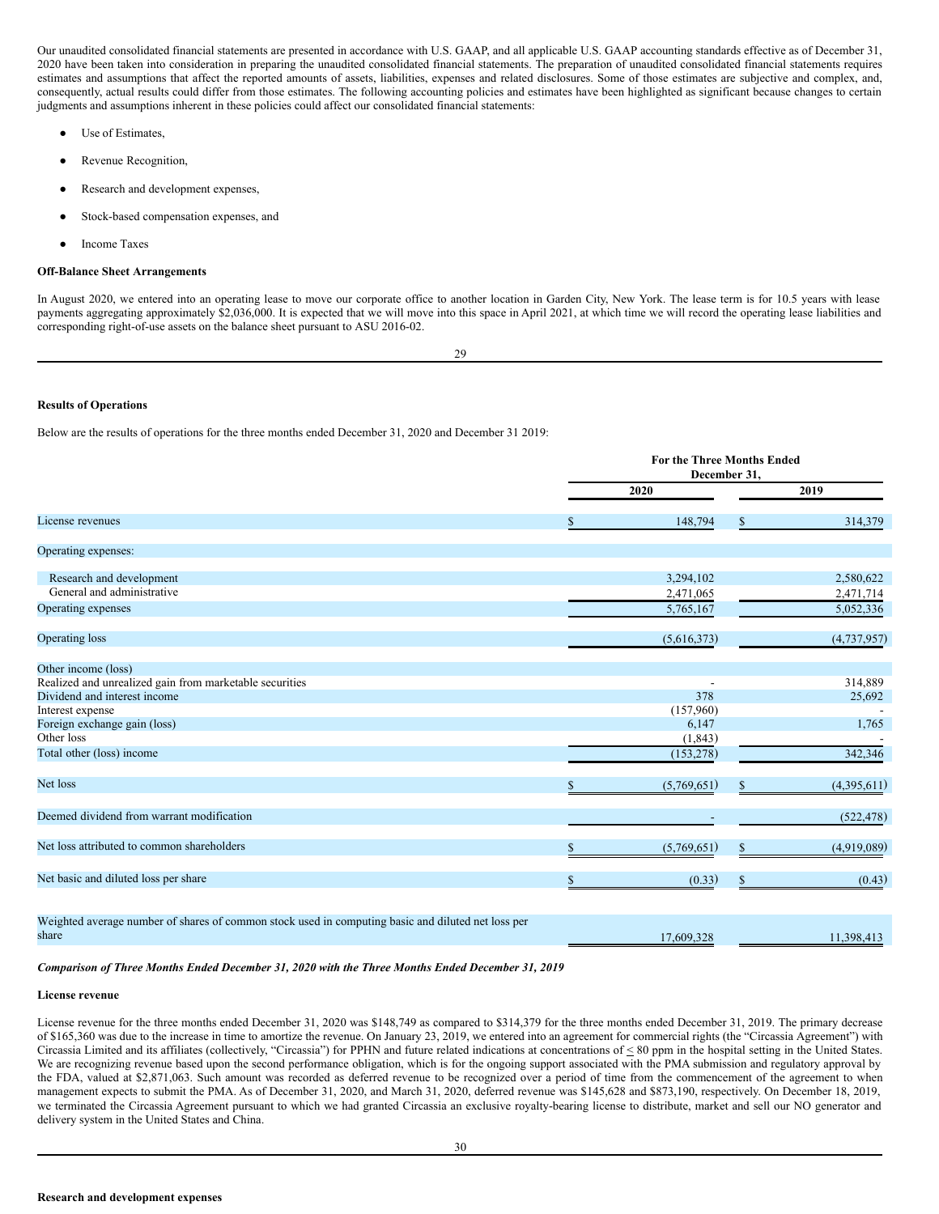Our unaudited consolidated financial statements are presented in accordance with U.S. GAAP, and all applicable U.S. GAAP accounting standards effective as of December 31, 2020 have been taken into consideration in preparing the unaudited consolidated financial statements. The preparation of unaudited consolidated financial statements requires estimates and assumptions that affect the reported amounts of assets, liabilities, expenses and related disclosures. Some of those estimates are subjective and complex, and, consequently, actual results could differ from those estimates. The following accounting policies and estimates have been highlighted as significant because changes to certain judgments and assumptions inherent in these policies could affect our consolidated financial statements:

- Use of Estimates,
- Revenue Recognition,
- Research and development expenses,
- Stock-based compensation expenses, and
- Income Taxes

**Off-Balance Sheet Arrangements**

In August 2020, we entered into an operating lease to move our corporate office to another location in Garden City, New York. The lease term is for 10.5 years with lease payments aggregating approximately $2,036,000. It is expected that we will move into this space in April 2021, at which time we will record the operating lease liabilities and corresponding right-of-use assets on the balance sheet pursuant to ASU 2016-02.

**Results of Operations**

Below are the results of operations for the three months ended December 31, 2020 and December 31 2019:

| | For the Three Months Ended December 31, | |
|---|---|---|
| | 2020 | 2019 |
| License revenues | $ 148,794 | $ 314,379 |
| Operating expenses: | | |
| Research and development | 3,294,102 | 2,580,622 |
| General and administrative | 2,471,065 | 2,471,714 |
| Operating expenses | 5,765,167 | 5,052,336 |
| Operating loss | (5,616,373) | (4,737,957) |
| Other income (loss) | | |
| Realized and unrealized gain from marketable securities | - | 314,889 |
| Dividend and interest income | 378 | 25,692 |
| Interest expense | (157,960) | - |
| Foreign exchange gain (loss) | 6,147 | 1,765 |
| Other loss | (1,843) | - |
| Total other (loss) income | (153,278) | 342,346 |
| Net loss | $ (5,769,651) | $ (4,395,611) |
| Deemed dividend from warrant modification | - | (522,478) |
| Net loss attributed to common shareholders | $ (5,769,651) | $ (4,919,089) |
| Net basic and diluted loss per share | $ (0.33) | $ (0.43) |
| Weighted average number of shares of common stock used in computing basic and diluted net loss per share | 17,609,328 | 11,398,413 |

***Comparison of Three Months Ended December 31, 2020 with the Three Months Ended December 31, 2019***

**License revenue**

License revenue for the three months ended December 31, 2020 was $148,749 as compared to $314,379 for the three months ended December 31, 2019. The primary decrease of $165,360 was due to the increase in time to amortize the revenue. On January 23, 2019, we entered into an agreement for commercial rights (the "Circassia Agreement") with Circassia Limited and its affiliates (collectively, "Circassia") for PPHN and future related indications at concentrations of ≤ 80 ppm in the hospital setting in the United States. We are recognizing revenue based upon the second performance obligation, which is for the ongoing support associated with the PMA submission and regulatory approval by the FDA, valued at $2,871,063. Such amount was recorded as deferred revenue to be recognized over a period of time from the commencement of the agreement to when management expects to submit the PMA. As of December 31, 2020, and March 31, 2020, deferred revenue was $145,628 and $873,190, respectively. On December 18, 2019, we terminated the Circassia Agreement pursuant to which we had granted Circassia an exclusive royalty-bearing license to distribute, market and sell our NO generator and delivery system in the United States and China.

**Research and development expenses**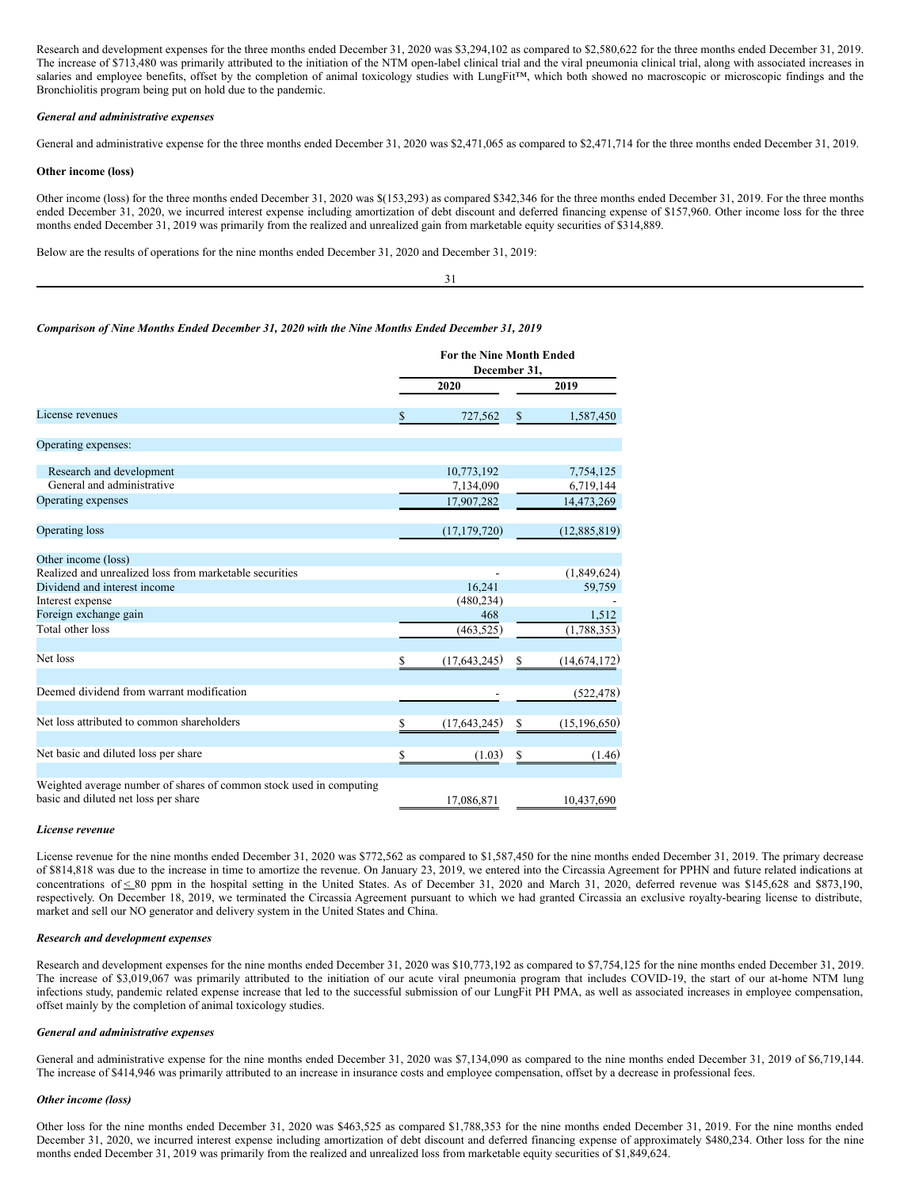Research and development expenses for the three months ended December 31, 2020 was $3,294,102 as compared to $2,580,622 for the three months ended December 31, 2019. The increase of $713,480 was primarily attributed to the initiation of the NTM open-label clinical trial and the viral pneumonia clinical trial, along with associated increases in salaries and employee benefits, offset by the completion of animal toxicology studies with LungFit™, which both showed no macroscopic or microscopic findings and the Bronchiolitis program being put on hold due to the pandemic.

***General and administrative expenses***

General and administrative expense for the three months ended December 31, 2020 was $2,471,065 as compared to $2,471,714 for the three months ended December 31, 2019.

**Other income (loss)**

Other income (loss) for the three months ended December 31, 2020 was $(153,293) as compared $342,346 for the three months ended December 31, 2019. For the three months ended December 31, 2020, we incurred interest expense including amortization of debt discount and deferred financing expense of $157,960. Other income loss for the three months ended December 31, 2019 was primarily from the realized and unrealized gain from marketable equity securities of $314,889.

Below are the results of operations for the nine months ended December 31, 2020 and December 31, 2019:

***Comparison of Nine Months Ended December 31, 2020 with the Nine Months Ended December 31, 2019***

| | For the Nine Month Ended December 31, | |
|---|---|---|
| | **2020** | **2019** |
| License revenues | $ 727,562 | $ 1,587,450 |
| Operating expenses: | | |
| Research and development | 10,773,192 | 7,754,125 |
| General and administrative | 7,134,090 | 6,719,144 |
| Operating expenses | 17,907,282 | 14,473,269 |
| Operating loss | (17,179,720) | (12,885,819) |
| Other income (loss) | | |
| Realized and unrealized loss from marketable securities | - | (1,849,624) |
| Dividend and interest income | 16,241 | 59,759 |
| Interest expense | (480,234) | - |
| Foreign exchange gain | 468 | 1,512 |
| Total other loss | (463,525) | (1,788,353) |
| Net loss | $ (17,643,245) | $ (14,674,172) |
| Deemed dividend from warrant modification | - | (522,478) |
| Net loss attributed to common shareholders | $ (17,643,245) | $ (15,196,650) |
| Net basic and diluted loss per share | $ (1.03) | $ (1.46) |
| Weighted average number of shares of common stock used in computing basic and diluted net loss per share | 17,086,871 | 10,437,690 |

***License revenue***

License revenue for the nine months ended December 31, 2020 was $772,562 as compared to $1,587,450 for the nine months ended December 31, 2019. The primary decrease of $814,818 was due to the increase in time to amortize the revenue. On January 23, 2019, we entered into the Circassia Agreement for PPHN and future related indications at concentrations of ≤ 80 ppm in the hospital setting in the United States. As of December 31, 2020 and March 31, 2020, deferred revenue was $145,628 and $873,190, respectively. On December 18, 2019, we terminated the Circassia Agreement pursuant to which we had granted Circassia an exclusive royalty-bearing license to distribute, market and sell our NO generator and delivery system in the United States and China.

***Research and development expenses***

Research and development expenses for the nine months ended December 31, 2020 was $10,773,192 as compared to $7,754,125 for the nine months ended December 31, 2019. The increase of $3,019,067 was primarily attributed to the initiation of our acute viral pneumonia program that includes COVID-19, the start of our at-home NTM lung infections study, pandemic related expense increase that led to the successful submission of our LungFit PH PMA, as well as associated increases in employee compensation, offset mainly by the completion of animal toxicology studies.

***General and administrative expenses***

General and administrative expense for the nine months ended December 31, 2020 was $7,134,090 as compared to the nine months ended December 31, 2019 of $6,719,144. The increase of $414,946 was primarily attributed to an increase in insurance costs and employee compensation, offset by a decrease in professional fees.

***Other income (loss)***

Other loss for the nine months ended December 31, 2020 was $463,525 as compared $1,788,353 for the nine months ended December 31, 2019. For the nine months ended December 31, 2020, we incurred interest expense including amortization of debt discount and deferred financing expense of approximately $480,234. Other loss for the nine months ended December 31, 2019 was primarily from the realized and unrealized loss from marketable equity securities of $1,849,624.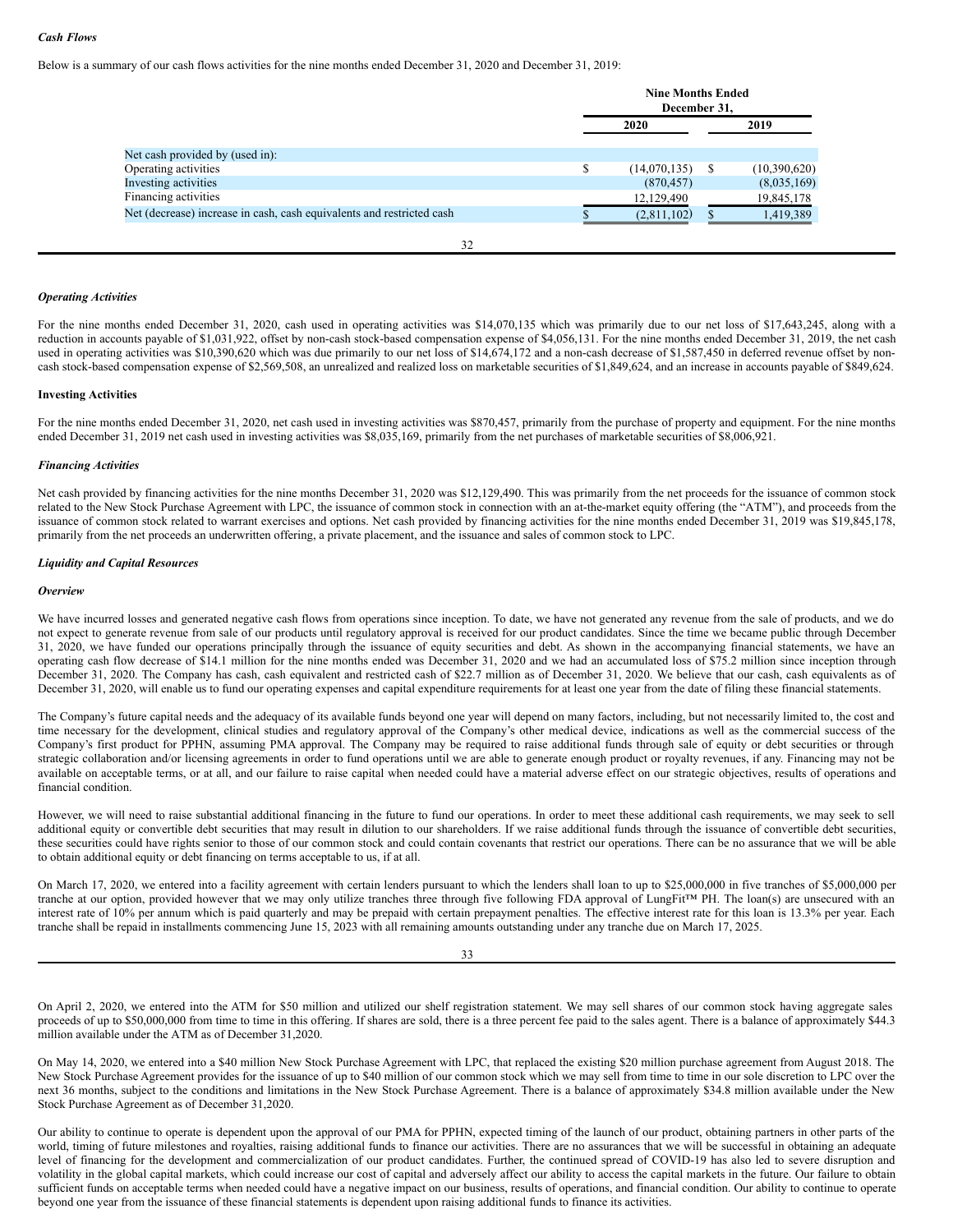***Cash Flows***

Below is a summary of our cash flows activities for the nine months ended December 31, 2020 and December 31, 2019:

| | Nine Months Ended December 31, | |
|---|---|---|
| | 2020 | 2019 |
| Net cash provided by (used in): | | |
| Operating activities | $ (14,070,135) | $ (10,390,620) |
| Investing activities | (870,457) | (8,035,169) |
| Financing activities | 12,129,490 | 19,845,178 |
| Net (decrease) increase in cash, cash equivalents and restricted cash | $ (2,811,102) | $ 1,419,389 |

***Operating Activities***

For the nine months ended December 31, 2020, cash used in operating activities was $14,070,135 which was primarily due to our net loss of $17,643,245, along with a reduction in accounts payable of $1,031,922, offset by non-cash stock-based compensation expense of $4,056,131. For the nine months ended December 31, 2019, the net cash used in operating activities was $10,390,620 which was due primarily to our net loss of $14,674,172 and a non-cash decrease of $1,587,450 in deferred revenue offset by non-cash stock-based compensation expense of $2,569,508, an unrealized and realized loss on marketable securities of $1,849,624, and an increase in accounts payable of $849,624.

**Investing Activities**

For the nine months ended December 31, 2020, net cash used in investing activities was $870,457, primarily from the purchase of property and equipment. For the nine months ended December 31 2019 net cash used in investing activities was $8,035,169, primarily from the net purchases of marketable securities of $8,006,921.

***Financing Activities***

Net cash provided by financing activities for the nine months December 31, 2020 was $12,129,490. This was primarily from the net proceeds for the issuance of common stock related to the New Stock Purchase Agreement with LPC, the issuance of common stock in connection with an at-the-market equity offering (the "ATM"), and proceeds from the issuance of common stock related to warrant exercises and options. Net cash provided by financing activities for the nine months ended December 31, 2019 was $19,845,178, primarily from the net proceeds an underwritten offering, a private placement, and the issuance and sales of common stock to LPC.

***Liquidity and Capital Resources***

***Overview***

We have incurred losses and generated negative cash flows from operations since inception. To date, we have not generated any revenue from the sale of products, and we do not expect to generate revenue from sale of our products until regulatory approval is received for our product candidates. Since the time we became public through December 31, 2020, we have funded our operations principally through the issuance of equity securities and debt. As shown in the accompanying financial statements, we have an operating cash flow decrease of $14.1 million for the nine months ended was December 31, 2020 and we had an accumulated loss of $75.2 million since inception through December 31, 2020. The Company has cash, cash equivalent and restricted cash of $22.7 million as of December 31, 2020. We believe that our cash, cash equivalents as of December 31, 2020, will enable us to fund our operating expenses and capital expenditure requirements for at least one year from the date of filing these financial statements.

The Company's future capital needs and the adequacy of its available funds beyond one year will depend on many factors, including, but not necessarily limited to, the cost and time necessary for the development, clinical studies and regulatory approval of the Company's other medical device, indications as well as the commercial success of the Company's first product for PPHN, assuming PMA approval. The Company may be required to raise additional funds through sale of equity or debt securities or through strategic collaboration and/or licensing agreements in order to fund operations until we are able to generate enough product or royalty revenues, if any. Financing may not be available on acceptable terms, or at all, and our failure to raise capital when needed could have a material adverse effect on our strategic objectives, results of operations and financial condition.

However, we will need to raise substantial additional financing in the future to fund our operations. In order to meet these additional cash requirements, we may seek to sell additional equity or convertible debt securities that may result in dilution to our shareholders. If we raise additional funds through the issuance of convertible debt securities, these securities could have rights senior to those of our common stock and could contain covenants that restrict our operations. There can be no assurance that we will be able to obtain additional equity or debt financing on terms acceptable to us, if at all.

On March 17, 2020, we entered into a facility agreement with certain lenders pursuant to which the lenders shall loan to up to $25,000,000 in five tranches of $5,000,000 per tranche at our option, provided however that we may only utilize tranches three through five following FDA approval of LungFit™ PH. The loan(s) are unsecured with an interest rate of 10% per annum which is paid quarterly and may be prepaid with certain prepayment penalties. The effective interest rate for this loan is 13.3% per year. Each tranche shall be repaid in installments commencing June 15, 2023 with all remaining amounts outstanding under any tranche due on March 17, 2025.

On April 2, 2020, we entered into the ATM for $50 million and utilized our shelf registration statement. We may sell shares of our common stock having aggregate sales proceeds of up to $50,000,000 from time to time in this offering. If shares are sold, there is a three percent fee paid to the sales agent. There is a balance of approximately $44.3 million available under the ATM as of December 31,2020.

On May 14, 2020, we entered into a $40 million New Stock Purchase Agreement with LPC, that replaced the existing $20 million purchase agreement from August 2018. The New Stock Purchase Agreement provides for the issuance of up to $40 million of our common stock which we may sell from time to time in our sole discretion to LPC over the next 36 months, subject to the conditions and limitations in the New Stock Purchase Agreement. There is a balance of approximately $34.8 million available under the New Stock Purchase Agreement as of December 31,2020.

Our ability to continue to operate is dependent upon the approval of our PMA for PPHN, expected timing of the launch of our product, obtaining partners in other parts of the world, timing of future milestones and royalties, raising additional funds to finance our activities. There are no assurances that we will be successful in obtaining an adequate level of financing for the development and commercialization of our product candidates. Further, the continued spread of COVID-19 has also led to severe disruption and volatility in the global capital markets, which could increase our cost of capital and adversely affect our ability to access the capital markets in the future. Our failure to obtain sufficient funds on acceptable terms when needed could have a negative impact on our business, results of operations, and financial condition. Our ability to continue to operate beyond one year from the issuance of these financial statements is dependent upon raising additional funds to finance its activities.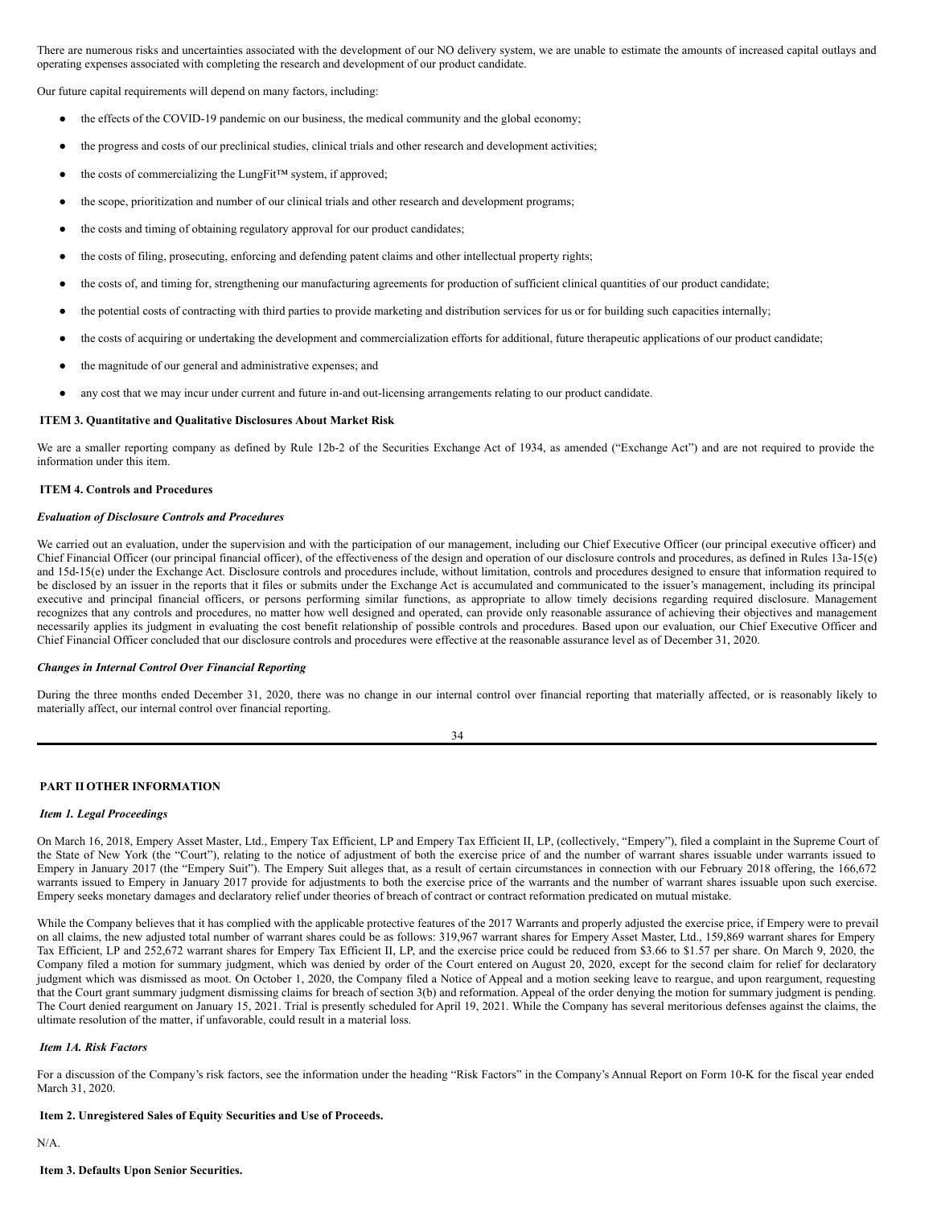There are numerous risks and uncertainties associated with the development of our NO delivery system, we are unable to estimate the amounts of increased capital outlays and operating expenses associated with completing the research and development of our product candidate.

Our future capital requirements will depend on many factors, including:

- the effects of the COVID-19 pandemic on our business, the medical community and the global economy;
- the progress and costs of our preclinical studies, clinical trials and other research and development activities;
- the costs of commercializing the LungFit™ system, if approved;
- the scope, prioritization and number of our clinical trials and other research and development programs;
- the costs and timing of obtaining regulatory approval for our product candidates;
- the costs of filing, prosecuting, enforcing and defending patent claims and other intellectual property rights;
- the costs of, and timing for, strengthening our manufacturing agreements for production of sufficient clinical quantities of our product candidate;
- the potential costs of contracting with third parties to provide marketing and distribution services for us or for building such capacities internally;
- the costs of acquiring or undertaking the development and commercialization efforts for additional, future therapeutic applications of our product candidate;
- the magnitude of our general and administrative expenses; and
- any cost that we may incur under current and future in-and out-licensing arrangements relating to our product candidate.

## ITEM 3. Quantitative and Qualitative Disclosures About Market Risk

We are a smaller reporting company as defined by Rule 12b-2 of the Securities Exchange Act of 1934, as amended ("Exchange Act") and are not required to provide the information under this item.

## ITEM 4. Controls and Procedures

***Evaluation of Disclosure Controls and Procedures***

We carried out an evaluation, under the supervision and with the participation of our management, including our Chief Executive Officer (our principal executive officer) and Chief Financial Officer (our principal financial officer), of the effectiveness of the design and operation of our disclosure controls and procedures, as defined in Rules 13a-15(e) and 15d-15(e) under the Exchange Act. Disclosure controls and procedures include, without limitation, controls and procedures designed to ensure that information required to be disclosed by an issuer in the reports that it files or submits under the Exchange Act is accumulated and communicated to the issuer's management, including its principal executive and principal financial officers, or persons performing similar functions, as appropriate to allow timely decisions regarding required disclosure. Management recognizes that any controls and procedures, no matter how well designed and operated, can provide only reasonable assurance of achieving their objectives and management necessarily applies its judgment in evaluating the cost benefit relationship of possible controls and procedures. Based upon our evaluation, our Chief Executive Officer and Chief Financial Officer concluded that our disclosure controls and procedures were effective at the reasonable assurance level as of December 31, 2020.

***Changes in Internal Control Over Financial Reporting***

During the three months ended December 31, 2020, there was no change in our internal control over financial reporting that materially affected, or is reasonably likely to materially affect, our internal control over financial reporting.

## PART II OTHER INFORMATION

***Item 1. Legal Proceedings***

On March 16, 2018, Empery Asset Master, Ltd., Empery Tax Efficient, LP and Empery Tax Efficient II, LP, (collectively, "Empery"), filed a complaint in the Supreme Court of the State of New York (the "Court"), relating to the notice of adjustment of both the exercise price of and the number of warrant shares issuable under warrants issued to Empery in January 2017 (the "Empery Suit"). The Empery Suit alleges that, as a result of certain circumstances in connection with our February 2018 offering, the 166,672 warrants issued to Empery in January 2017 provide for adjustments to both the exercise price of the warrants and the number of warrant shares issuable upon such exercise. Empery seeks monetary damages and declaratory relief under theories of breach of contract or contract reformation predicated on mutual mistake.

While the Company believes that it has complied with the applicable protective features of the 2017 Warrants and properly adjusted the exercise price, if Empery were to prevail on all claims, the new adjusted total number of warrant shares could be as follows: 319,967 warrant shares for Empery Asset Master, Ltd., 159,869 warrant shares for Empery Tax Efficient, LP and 252,672 warrant shares for Empery Tax Efficient II, LP, and the exercise price could be reduced from \$3.66 to \$1.57 per share. On March 9, 2020, the Company filed a motion for summary judgment, which was denied by order of the Court entered on August 20, 2020, except for the second claim for relief for declaratory judgment which was dismissed as moot. On October 1, 2020, the Company filed a Notice of Appeal and a motion seeking leave to reargue, and upon reargument, requesting that the Court grant summary judgment dismissing claims for breach of section 3(b) and reformation. Appeal of the order denying the motion for summary judgment is pending. The Court denied reargument on January 15, 2021. Trial is presently scheduled for April 19, 2021. While the Company has several meritorious defenses against the claims, the ultimate resolution of the matter, if unfavorable, could result in a material loss.

***Item 1A. Risk Factors***

For a discussion of the Company's risk factors, see the information under the heading "Risk Factors" in the Company's Annual Report on Form 10-K for the fiscal year ended March 31, 2020.

## Item 2. Unregistered Sales of Equity Securities and Use of Proceeds.

N/A.

## Item 3. Defaults Upon Senior Securities.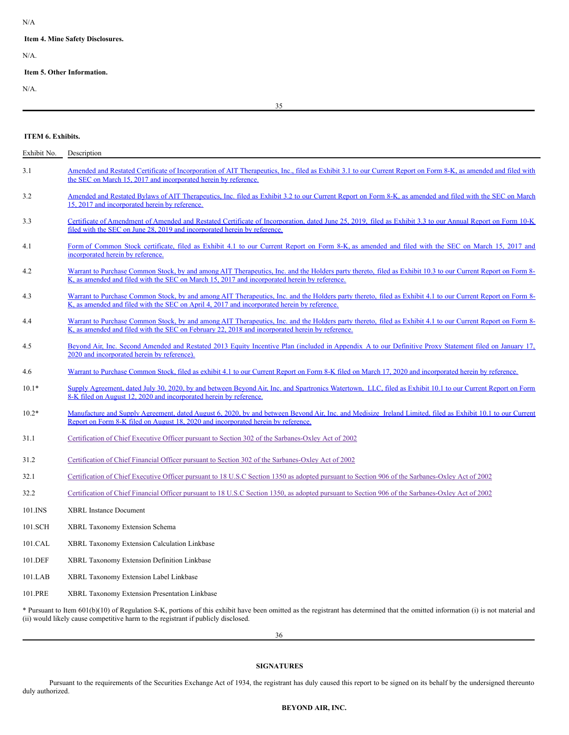N/A

**Item 4. Mine Safety Disclosures.**

N/A.

**Item 5. Other Information.**

N/A.

**ITEM 6. Exhibits.**

| Exhibit No. | Description |
|---|---|
| 3.1 | Amended and Restated Certificate of Incorporation of AIT Therapeutics, Inc., filed as Exhibit 3.1 to our Current Report on Form 8-K, as amended and filed with the SEC on March 15, 2017 and incorporated herein by reference. |
| 3.2 | Amended and Restated Bylaws of AIT Therapeutics, Inc. filed as Exhibit 3.2 to our Current Report on Form 8-K, as amended and filed with the SEC on March 15, 2017 and incorporated herein by reference. |
| 3.3 | Certificate of Amendment of Amended and Restated Certificate of Incorporation, dated June 25, 2019, filed as Exhibit 3.3 to our Annual Report on Form 10-K filed with the SEC on June 28, 2019 and incorporated herein by reference. |
| 4.1 | Form of Common Stock certificate, filed as Exhibit 4.1 to our Current Report on Form 8-K, as amended and filed with the SEC on March 15, 2017 and incorporated herein by reference. |
| 4.2 | Warrant to Purchase Common Stock, by and among AIT Therapeutics, Inc. and the Holders party thereto, filed as Exhibit 10.3 to our Current Report on Form 8-K, as amended and filed with the SEC on March 15, 2017 and incorporated herein by reference. |
| 4.3 | Warrant to Purchase Common Stock, by and among AIT Therapeutics, Inc. and the Holders party thereto, filed as Exhibit 4.1 to our Current Report on Form 8-K, as amended and filed with the SEC on April 4, 2017 and incorporated herein by reference. |
| 4.4 | Warrant to Purchase Common Stock, by and among AIT Therapeutics, Inc. and the Holders party thereto, filed as Exhibit 4.1 to our Current Report on Form 8-K, as amended and filed with the SEC on February 22, 2018 and incorporated herein by reference. |
| 4.5 | Beyond Air, Inc. Second Amended and Restated 2013 Equity Incentive Plan (included in Appendix A to our Definitive Proxy Statement filed on January 17, 2020 and incorporated herein by reference). |
| 4.6 | Warrant to Purchase Common Stock, filed as exhibit 4.1 to our Current Report on Form 8-K filed on March 17, 2020 and incorporated herein by reference. |
| 10.1* | Supply Agreement, dated July 30, 2020, by and between Beyond Air, Inc. and Spartronics Watertown, LLC, filed as Exhibit 10.1 to our Current Report on Form 8-K filed on August 12, 2020 and incorporated herein by reference. |
| 10.2* | Manufacture and Supply Agreement, dated August 6, 2020, by and between Beyond Air, Inc. and Medisize Ireland Limited, filed as Exhibit 10.1 to our Current Report on Form 8-K filed on August 18, 2020 and incorporated herein by reference. |
| 31.1 | Certification of Chief Executive Officer pursuant to Section 302 of the Sarbanes-Oxley Act of 2002 |
| 31.2 | Certification of Chief Financial Officer pursuant to Section 302 of the Sarbanes-Oxley Act of 2002 |
| 32.1 | Certification of Chief Executive Officer pursuant to 18 U.S.C Section 1350 as adopted pursuant to Section 906 of the Sarbanes-Oxley Act of 2002 |
| 32.2 | Certification of Chief Financial Officer pursuant to 18 U.S.C Section 1350, as adopted pursuant to Section 906 of the Sarbanes-Oxley Act of 2002 |
| 101.INS | XBRL Instance Document |
| 101.SCH | XBRL Taxonomy Extension Schema |
| 101.CAL | XBRL Taxonomy Extension Calculation Linkbase |
| 101.DEF | XBRL Taxonomy Extension Definition Linkbase |
| 101.LAB | XBRL Taxonomy Extension Label Linkbase |
| 101.PRE | XBRL Taxonomy Extension Presentation Linkbase |

* Pursuant to Item 601(b)(10) of Regulation S-K, portions of this exhibit have been omitted as the registrant has determined that the omitted information (i) is not material and (ii) would likely cause competitive harm to the registrant if publicly disclosed.

**SIGNATURES**

Pursuant to the requirements of the Securities Exchange Act of 1934, the registrant has duly caused this report to be signed on its behalf by the undersigned thereunto duly authorized.

**BEYOND AIR, INC.**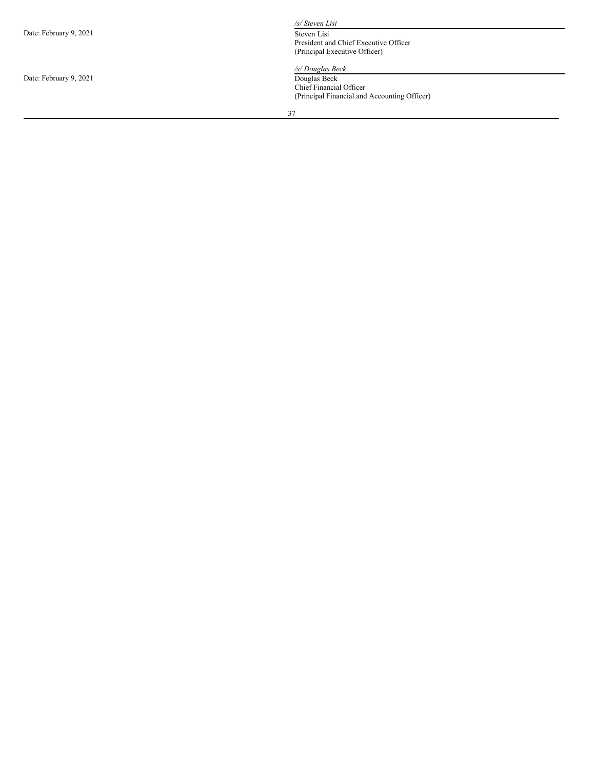| | |
|---|---|
| Date: February 9, 2021 | */s/ Steven Lisi*<br>Steven Lisi<br>President and Chief Executive Officer<br>(Principal Executive Officer) |
| Date: February 9, 2021 | */s/ Douglas Beck*<br>Douglas Beck<br>Chief Financial Officer<br>(Principal Financial and Accounting Officer) |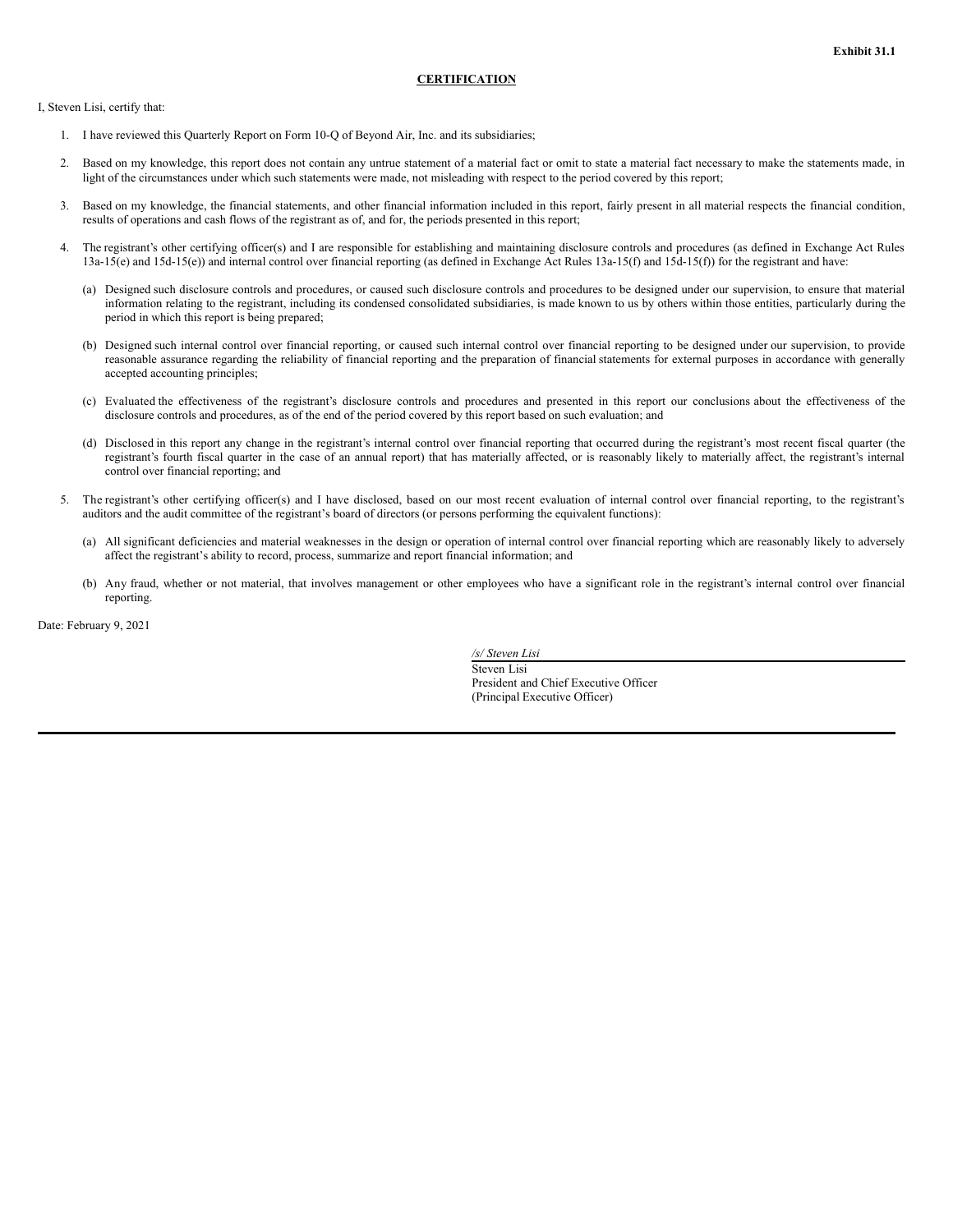**Exhibit 31.1**

**CERTIFICATION**

I, Steven Lisi, certify that:

1. I have reviewed this Quarterly Report on Form 10-Q of Beyond Air, Inc. and its subsidiaries;

2. Based on my knowledge, this report does not contain any untrue statement of a material fact or omit to state a material fact necessary to make the statements made, in light of the circumstances under which such statements were made, not misleading with respect to the period covered by this report;

3. Based on my knowledge, the financial statements, and other financial information included in this report, fairly present in all material respects the financial condition, results of operations and cash flows of the registrant as of, and for, the periods presented in this report;

4. The registrant's other certifying officer(s) and I are responsible for establishing and maintaining disclosure controls and procedures (as defined in Exchange Act Rules 13a-15(e) and 15d-15(e)) and internal control over financial reporting (as defined in Exchange Act Rules 13a-15(f) and 15d-15(f)) for the registrant and have:

   (a) Designed such disclosure controls and procedures, or caused such disclosure controls and procedures to be designed under our supervision, to ensure that material information relating to the registrant, including its condensed consolidated subsidiaries, is made known to us by others within those entities, particularly during the period in which this report is being prepared;

   (b) Designed such internal control over financial reporting, or caused such internal control over financial reporting to be designed under our supervision, to provide reasonable assurance regarding the reliability of financial reporting and the preparation of financial statements for external purposes in accordance with generally accepted accounting principles;

   (c) Evaluated the effectiveness of the registrant's disclosure controls and procedures and presented in this report our conclusions about the effectiveness of the disclosure controls and procedures, as of the end of the period covered by this report based on such evaluation; and

   (d) Disclosed in this report any change in the registrant's internal control over financial reporting that occurred during the registrant's most recent fiscal quarter (the registrant's fourth fiscal quarter in the case of an annual report) that has materially affected, or is reasonably likely to materially affect, the registrant's internal control over financial reporting; and

5. The registrant's other certifying officer(s) and I have disclosed, based on our most recent evaluation of internal control over financial reporting, to the registrant's auditors and the audit committee of the registrant's board of directors (or persons performing the equivalent functions):

   (a) All significant deficiencies and material weaknesses in the design or operation of internal control over financial reporting which are reasonably likely to adversely affect the registrant's ability to record, process, summarize and report financial information; and

   (b) Any fraud, whether or not material, that involves management or other employees who have a significant role in the registrant's internal control over financial reporting.

Date: February 9, 2021

*/s/ Steven Lisi*
Steven Lisi
President and Chief Executive Officer
(Principal Executive Officer)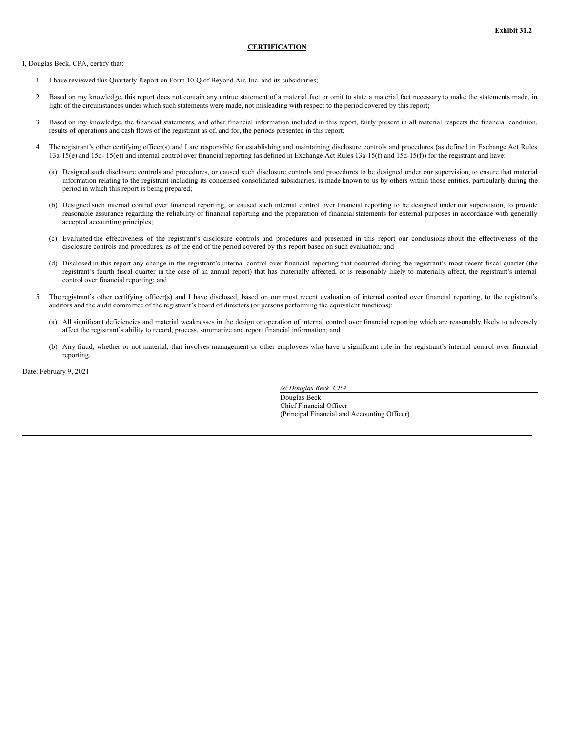**Exhibit 31.2**

**CERTIFICATION**

I, Douglas Beck, CPA, certify that:

1. I have reviewed this Quarterly Report on Form 10-Q of Beyond Air, Inc. and its subsidiaries;

2. Based on my knowledge, this report does not contain any untrue statement of a material fact or omit to state a material fact necessary to make the statements made, in light of the circumstances under which such statements were made, not misleading with respect to the period covered by this report;

3. Based on my knowledge, the financial statements, and other financial information included in this report, fairly present in all material respects the financial condition, results of operations and cash flows of the registrant as of, and for, the periods presented in this report;

4. The registrant's other certifying officer(s) and I are responsible for establishing and maintaining disclosure controls and procedures (as defined in Exchange Act Rules 13a-15(e) and 15d- 15(e)) and internal control over financial reporting (as defined in Exchange Act Rules 13a-15(f) and 15d-15(f)) for the registrant and have:

   (a) Designed such disclosure controls and procedures, or caused such disclosure controls and procedures to be designed under our supervision, to ensure that material information relating to the registrant including its condensed consolidated subsidiaries, is made known to us by others within those entities, particularly during the period in which this report is being prepared;

   (b) Designed such internal control over financial reporting, or caused such internal control over financial reporting to be designed under our supervision, to provide reasonable assurance regarding the reliability of financial reporting and the preparation of financial statements for external purposes in accordance with generally accepted accounting principles;

   (c) Evaluated the effectiveness of the registrant's disclosure controls and procedures and presented in this report our conclusions about the effectiveness of the disclosure controls and procedures, as of the end of the period covered by this report based on such evaluation; and

   (d) Disclosed in this report any change in the registrant's internal control over financial reporting that occurred during the registrant's most recent fiscal quarter (the registrant's fourth fiscal quarter in the case of an annual report) that has materially affected, or is reasonably likely to materially affect, the registrant's internal control over financial reporting; and

5. The registrant's other certifying officer(s) and I have disclosed, based on our most recent evaluation of internal control over financial reporting, to the registrant's auditors and the audit committee of the registrant's board of directors (or persons performing the equivalent functions):

   (a) All significant deficiencies and material weaknesses in the design or operation of internal control over financial reporting which are reasonably likely to adversely affect the registrant's ability to record, process, summarize and report financial information; and

   (b) Any fraud, whether or not material, that involves management or other employees who have a significant role in the registrant's internal control over financial reporting.

Date: February 9, 2021

*/s/ Douglas Beck, CPA*
Douglas Beck
Chief Financial Officer
(Principal Financial and Accounting Officer)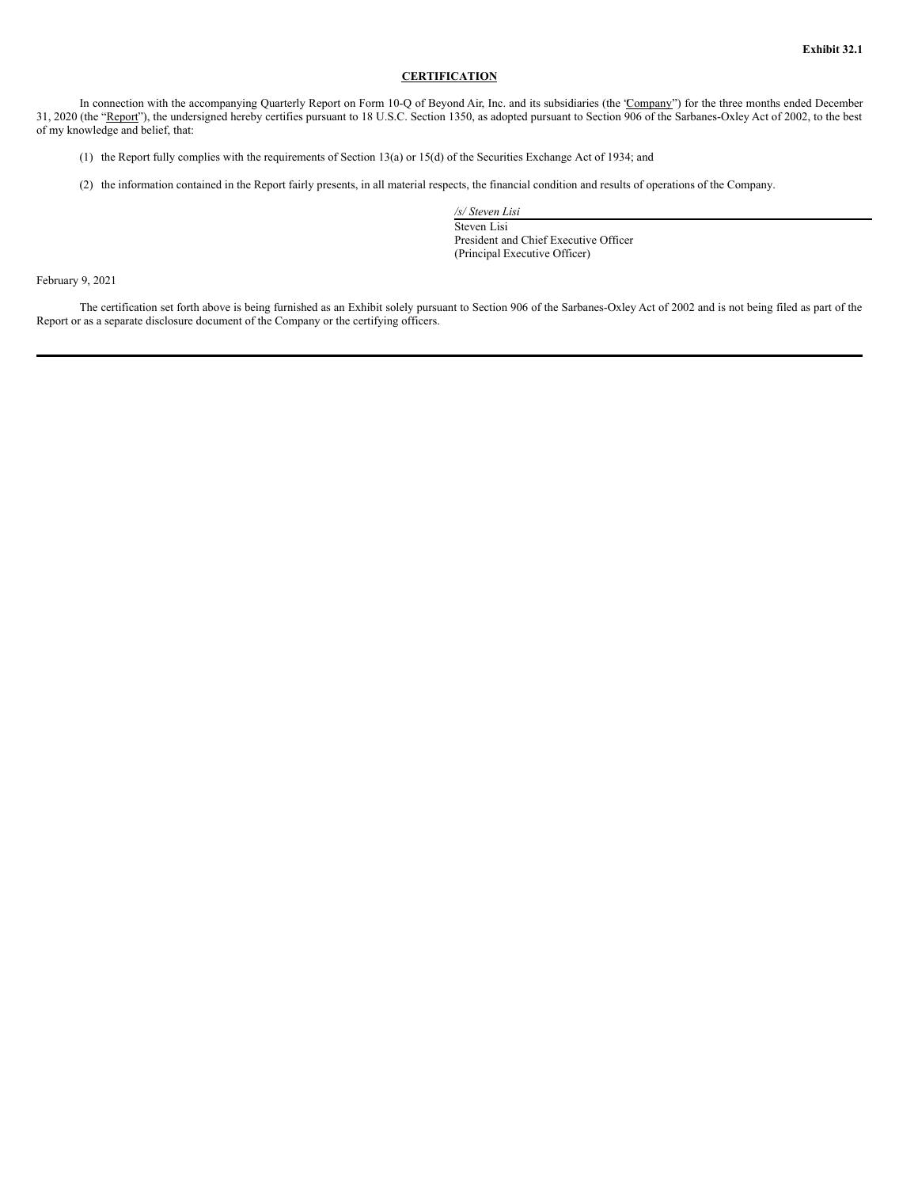**Exhibit 32.1**

**CERTIFICATION**

In connection with the accompanying Quarterly Report on Form 10-Q of Beyond Air, Inc. and its subsidiaries (the "Company") for the three months ended December 31, 2020 (the "Report"), the undersigned hereby certifies pursuant to 18 U.S.C. Section 1350, as adopted pursuant to Section 906 of the Sarbanes-Oxley Act of 2002, to the best of my knowledge and belief, that:

(1) the Report fully complies with the requirements of Section 13(a) or 15(d) of the Securities Exchange Act of 1934; and

(2) the information contained in the Report fairly presents, in all material respects, the financial condition and results of operations of the Company.

*/s/ Steven Lisi*
Steven Lisi
President and Chief Executive Officer
(Principal Executive Officer)

February 9, 2021

The certification set forth above is being furnished as an Exhibit solely pursuant to Section 906 of the Sarbanes-Oxley Act of 2002 and is not being filed as part of the Report or as a separate disclosure document of the Company or the certifying officers.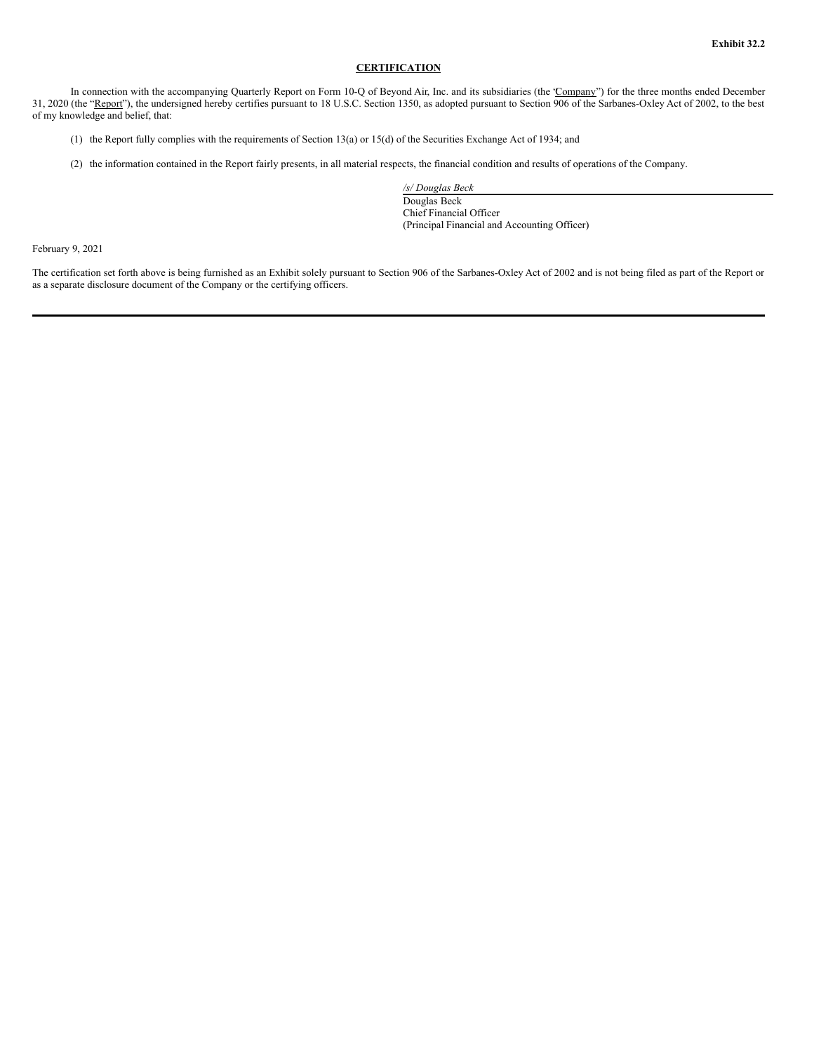**Exhibit 32.2**

**CERTIFICATION**

In connection with the accompanying Quarterly Report on Form 10-Q of Beyond Air, Inc. and its subsidiaries (the "Company") for the three months ended December 31, 2020 (the "Report"), the undersigned hereby certifies pursuant to 18 U.S.C. Section 1350, as adopted pursuant to Section 906 of the Sarbanes-Oxley Act of 2002, to the best of my knowledge and belief, that:

(1) the Report fully complies with the requirements of Section 13(a) or 15(d) of the Securities Exchange Act of 1934; and

(2) the information contained in the Report fairly presents, in all material respects, the financial condition and results of operations of the Company.

*/s/ Douglas Beck*
Douglas Beck
Chief Financial Officer
(Principal Financial and Accounting Officer)

February 9, 2021

The certification set forth above is being furnished as an Exhibit solely pursuant to Section 906 of the Sarbanes-Oxley Act of 2002 and is not being filed as part of the Report or as a separate disclosure document of the Company or the certifying officers.